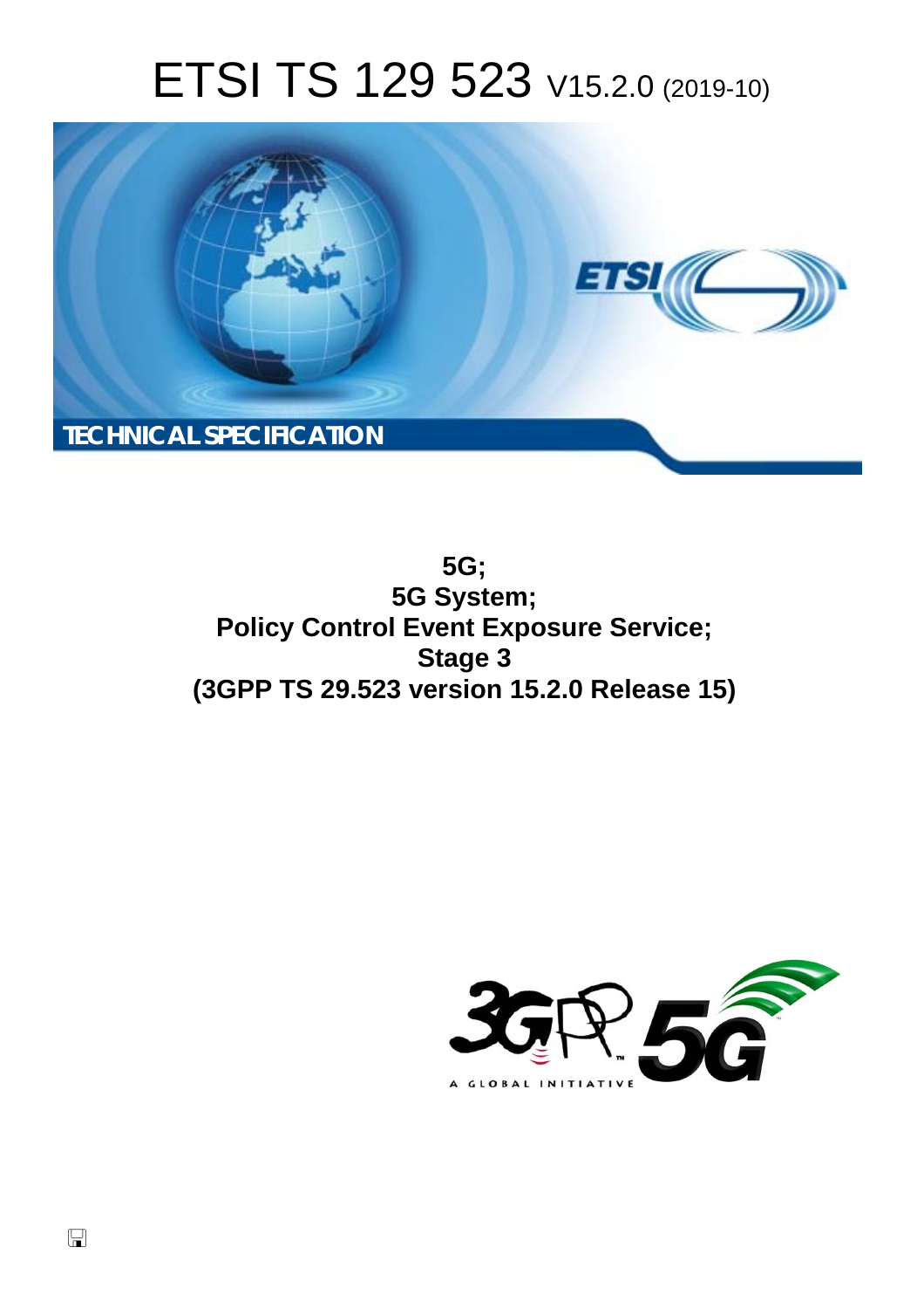# ETSI TS 129 523 V15.2.0 (2019-10)

TECHNICAL SPECIFICATION

**5G;**
**5G System;**
**Policy Control Event Exposure Service;**
**Stage 3**
**(3GPP TS 29.523 version 15.2.0 Release 15)**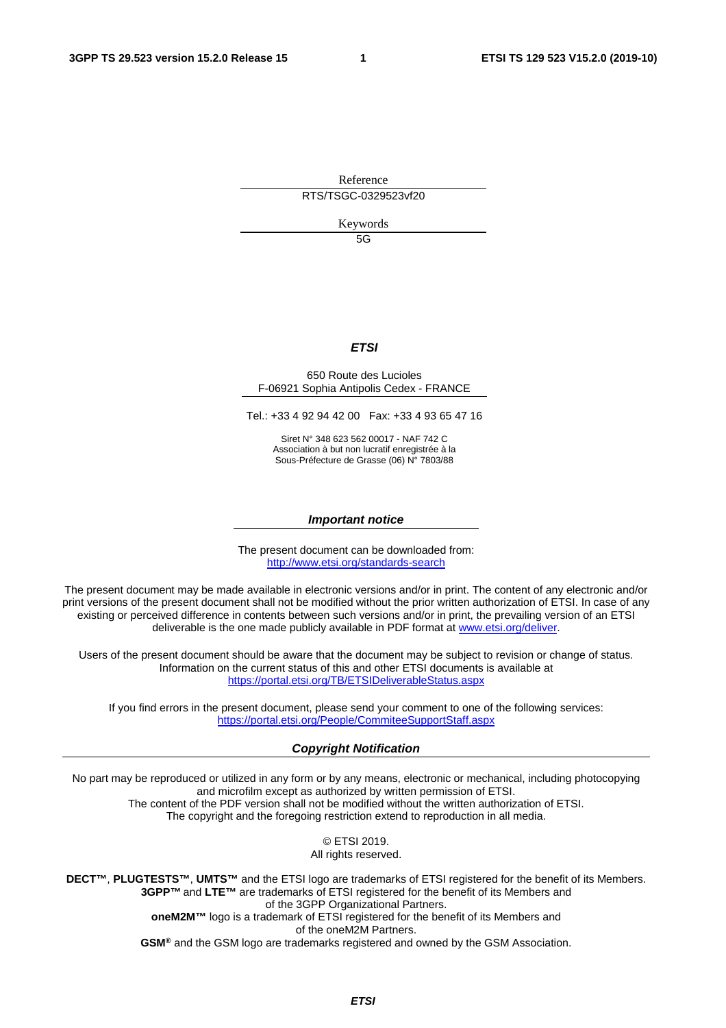Reference

RTS/TSGC-0329523vf20

Keywords

5G

***ETSI***

650 Route des Lucioles
F-06921 Sophia Antipolis Cedex - FRANCE

Tel.: +33 4 92 94 42 00   Fax: +33 4 93 65 47 16

Siret N° 348 623 562 00017 - NAF 742 C
Association à but non lucratif enregistrée à la
Sous-Préfecture de Grasse (06) N° 7803/88

***Important notice***

The present document can be downloaded from:
http://www.etsi.org/standards-search

The present document may be made available in electronic versions and/or in print. The content of any electronic and/or print versions of the present document shall not be modified without the prior written authorization of ETSI. In case of any existing or perceived difference in contents between such versions and/or in print, the prevailing version of an ETSI deliverable is the one made publicly available in PDF format at www.etsi.org/deliver.

Users of the present document should be aware that the document may be subject to revision or change of status. Information on the current status of this and other ETSI documents is available at https://portal.etsi.org/TB/ETSIDeliverableStatus.aspx

If you find errors in the present document, please send your comment to one of the following services:
https://portal.etsi.org/People/CommiteeSupportStaff.aspx

***Copyright Notification***

No part may be reproduced or utilized in any form or by any means, electronic or mechanical, including photocopying and microfilm except as authorized by written permission of ETSI.
The content of the PDF version shall not be modified without the written authorization of ETSI.
The copyright and the foregoing restriction extend to reproduction in all media.

© ETSI 2019.
All rights reserved.

**DECT™**, **PLUGTESTS™**, **UMTS™** and the ETSI logo are trademarks of ETSI registered for the benefit of its Members.
**3GPP™** and **LTE™** are trademarks of ETSI registered for the benefit of its Members and of the 3GPP Organizational Partners.
**oneM2M™** logo is a trademark of ETSI registered for the benefit of its Members and of the oneM2M Partners.
**GSM®** and the GSM logo are trademarks registered and owned by the GSM Association.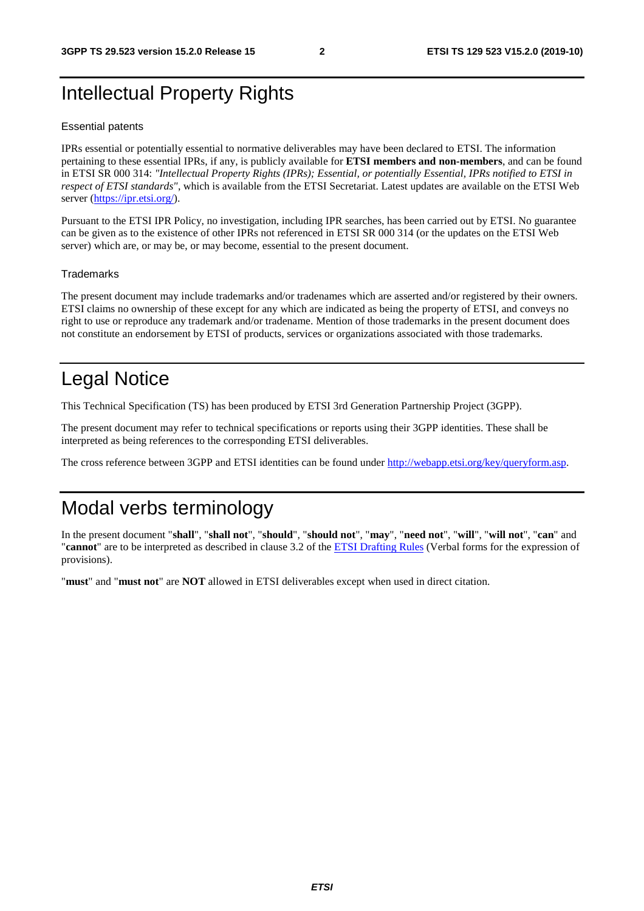# Intellectual Property Rights

### Essential patents

IPRs essential or potentially essential to normative deliverables may have been declared to ETSI. The information pertaining to these essential IPRs, if any, is publicly available for **ETSI members and non-members**, and can be found in ETSI SR 000 314: *"Intellectual Property Rights (IPRs); Essential, or potentially Essential, IPRs notified to ETSI in respect of ETSI standards"*, which is available from the ETSI Secretariat. Latest updates are available on the ETSI Web server (https://ipr.etsi.org/).

Pursuant to the ETSI IPR Policy, no investigation, including IPR searches, has been carried out by ETSI. No guarantee can be given as to the existence of other IPRs not referenced in ETSI SR 000 314 (or the updates on the ETSI Web server) which are, or may be, or may become, essential to the present document.

### Trademarks

The present document may include trademarks and/or tradenames which are asserted and/or registered by their owners. ETSI claims no ownership of these except for any which are indicated as being the property of ETSI, and conveys no right to use or reproduce any trademark and/or tradename. Mention of those trademarks in the present document does not constitute an endorsement by ETSI of products, services or organizations associated with those trademarks.

# Legal Notice

This Technical Specification (TS) has been produced by ETSI 3rd Generation Partnership Project (3GPP).

The present document may refer to technical specifications or reports using their 3GPP identities. These shall be interpreted as being references to the corresponding ETSI deliverables.

The cross reference between 3GPP and ETSI identities can be found under http://webapp.etsi.org/key/queryform.asp.

# Modal verbs terminology

In the present document "**shall**", "**shall not**", "**should**", "**should not**", "**may**", "**need not**", "**will**", "**will not**", "**can**" and "**cannot**" are to be interpreted as described in clause 3.2 of the ETSI Drafting Rules (Verbal forms for the expression of provisions).

"**must**" and "**must not**" are **NOT** allowed in ETSI deliverables except when used in direct citation.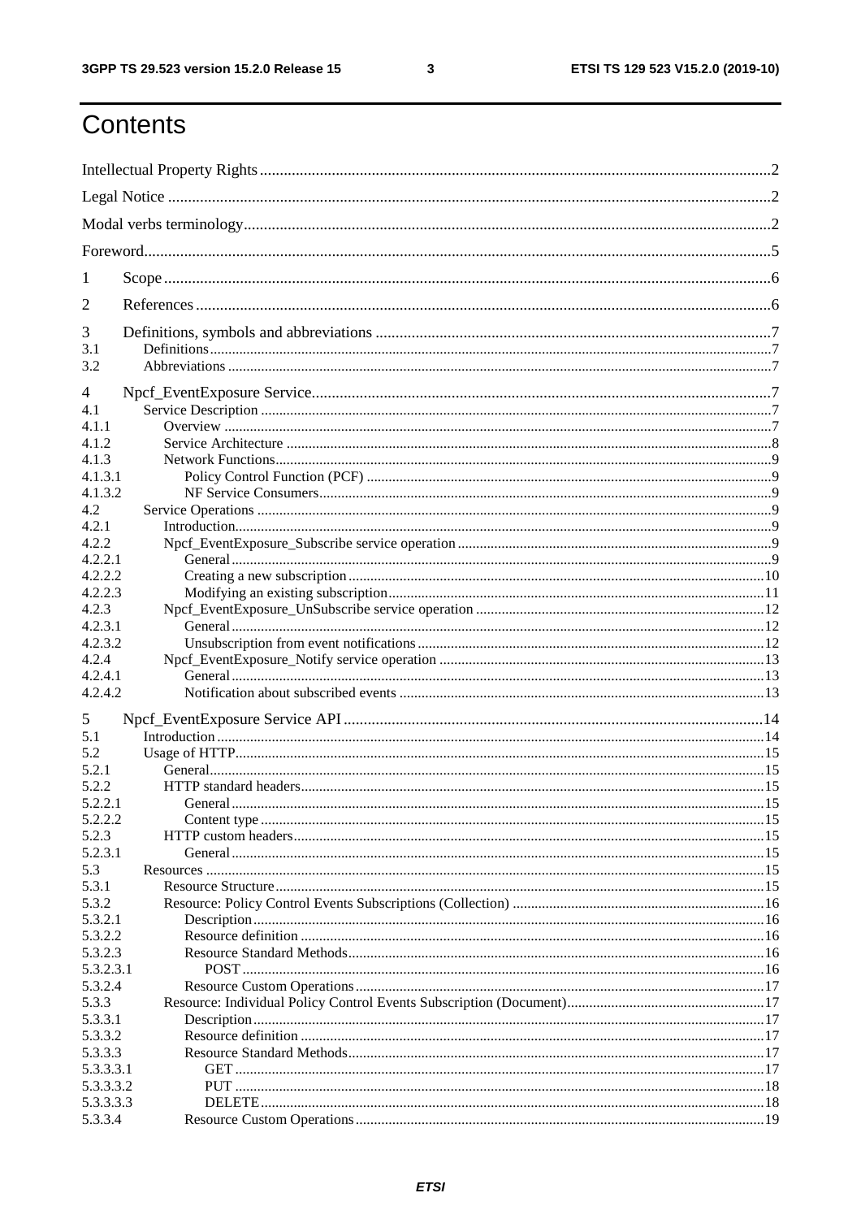# Contents

Intellectual Property Rights ..... 2

Legal Notice ..... 2

Modal verbs terminology ..... 2

Foreword ..... 5

1 Scope ..... 6

2 References ..... 6

3 Definitions, symbols and abbreviations ..... 7
- 3.1 Definitions ..... 7
- 3.2 Abbreviations ..... 7

4 Npcf_EventExposure Service ..... 7
- 4.1 Service Description ..... 7
  - 4.1.1 Overview ..... 7
  - 4.1.2 Service Architecture ..... 8
  - 4.1.3 Network Functions ..... 9
    - 4.1.3.1 Policy Control Function (PCF) ..... 9
    - 4.1.3.2 NF Service Consumers ..... 9
- 4.2 Service Operations ..... 9
  - 4.2.1 Introduction ..... 9
  - 4.2.2 Npcf_EventExposure_Subscribe service operation ..... 9
    - 4.2.2.1 General ..... 9
    - 4.2.2.2 Creating a new subscription ..... 10
    - 4.2.2.3 Modifying an existing subscription ..... 11
  - 4.2.3 Npcf_EventExposure_UnSubscribe service operation ..... 12
    - 4.2.3.1 General ..... 12
    - 4.2.3.2 Unsubscription from event notifications ..... 12
  - 4.2.4 Npcf_EventExposure_Notify service operation ..... 13
    - 4.2.4.1 General ..... 13
    - 4.2.4.2 Notification about subscribed events ..... 13

5 Npcf_EventExposure Service API ..... 14
- 5.1 Introduction ..... 14
- 5.2 Usage of HTTP ..... 15
  - 5.2.1 General ..... 15
  - 5.2.2 HTTP standard headers ..... 15
    - 5.2.2.1 General ..... 15
    - 5.2.2.2 Content type ..... 15
  - 5.2.3 HTTP custom headers ..... 15
    - 5.2.3.1 General ..... 15
- 5.3 Resources ..... 15
  - 5.3.1 Resource Structure ..... 15
  - 5.3.2 Resource: Policy Control Events Subscriptions (Collection) ..... 16
    - 5.3.2.1 Description ..... 16
    - 5.3.2.2 Resource definition ..... 16
    - 5.3.2.3 Resource Standard Methods ..... 16
      - 5.3.2.3.1 POST ..... 16
    - 5.3.2.4 Resource Custom Operations ..... 17
  - 5.3.3 Resource: Individual Policy Control Events Subscription (Document) ..... 17
    - 5.3.3.1 Description ..... 17
    - 5.3.3.2 Resource definition ..... 17
    - 5.3.3.3 Resource Standard Methods ..... 17
      - 5.3.3.3.1 GET ..... 17
      - 5.3.3.3.2 PUT ..... 18
      - 5.3.3.3.3 DELETE ..... 18
    - 5.3.3.4 Resource Custom Operations ..... 19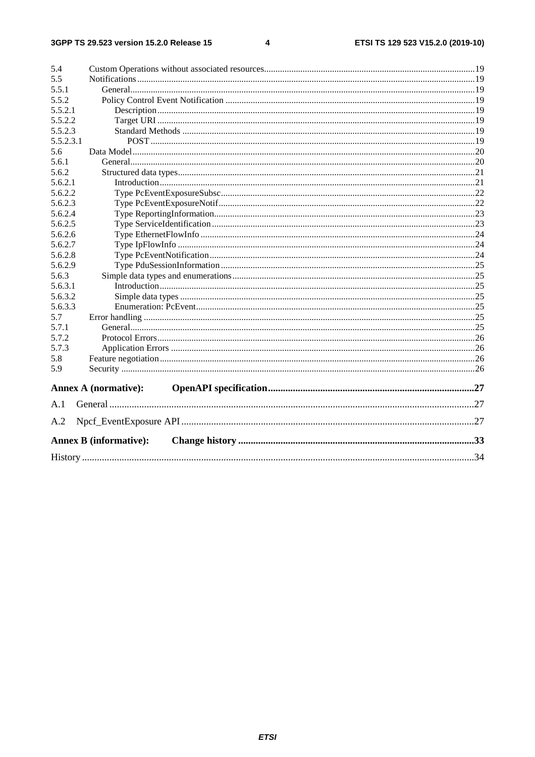5.4 Custom Operations without associated resources ..... 19
5.5 Notifications ..... 19
5.5.1 General ..... 19
5.5.2 Policy Control Event Notification ..... 19
5.5.2.1 Description ..... 19
5.5.2.2 Target URI ..... 19
5.5.2.3 Standard Methods ..... 19
5.5.2.3.1 POST ..... 19
5.6 Data Model ..... 20
5.6.1 General ..... 20
5.6.2 Structured data types ..... 21
5.6.2.1 Introduction ..... 21
5.6.2.2 Type PcEventExposureSubsc ..... 22
5.6.2.3 Type PcEventExposureNotif ..... 22
5.6.2.4 Type ReportingInformation ..... 23
5.6.2.5 Type ServiceIdentification ..... 23
5.6.2.6 Type EthernetFlowInfo ..... 24
5.6.2.7 Type IpFlowInfo ..... 24
5.6.2.8 Type PcEventNotification ..... 24
5.6.2.9 Type PduSessionInformation ..... 25
5.6.3 Simple data types and enumerations ..... 25
5.6.3.1 Introduction ..... 25
5.6.3.2 Simple data types ..... 25
5.6.3.3 Enumeration: PcEvent ..... 25
5.7 Error handling ..... 25
5.7.1 General ..... 25
5.7.2 Protocol Errors ..... 26
5.7.3 Application Errors ..... 26
5.8 Feature negotiation ..... 26
5.9 Security ..... 26

**Annex A (normative): OpenAPI specification ..... 27**

A.1 General ..... 27

A.2 Npcf_EventExposure API ..... 27

**Annex B (informative): Change history ..... 33**

History ..... 34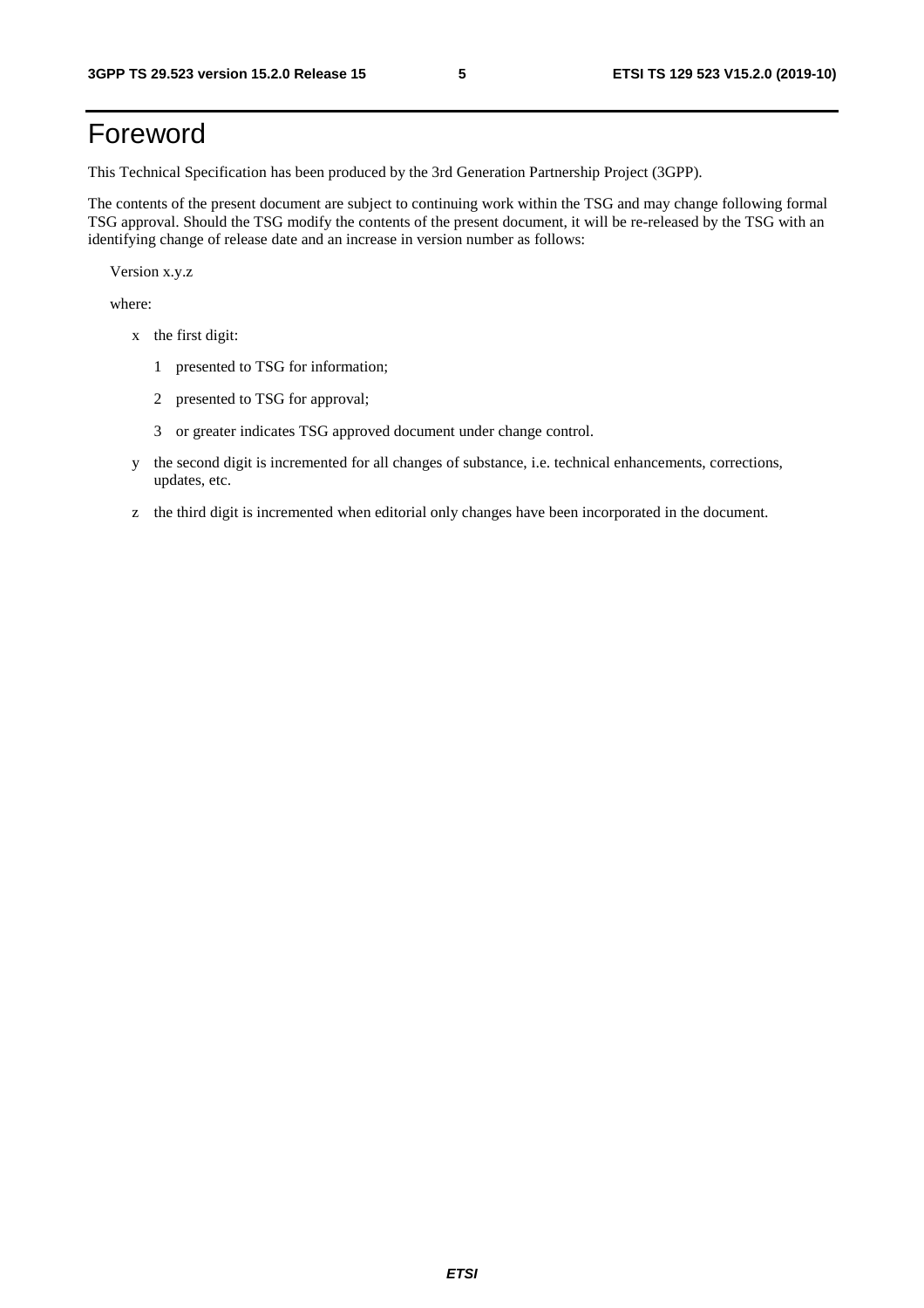# Foreword

This Technical Specification has been produced by the 3rd Generation Partnership Project (3GPP).

The contents of the present document are subject to continuing work within the TSG and may change following formal TSG approval. Should the TSG modify the contents of the present document, it will be re-released by the TSG with an identifying change of release date and an increase in version number as follows:

Version x.y.z

where:

- x the first digit:
  - 1 presented to TSG for information;
  - 2 presented to TSG for approval;
  - 3 or greater indicates TSG approved document under change control.
- y the second digit is incremented for all changes of substance, i.e. technical enhancements, corrections, updates, etc.
- z the third digit is incremented when editorial only changes have been incorporated in the document.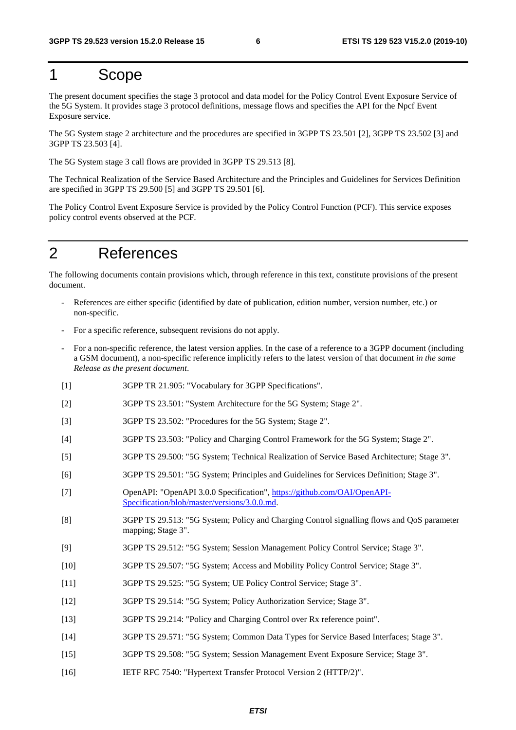# 1 Scope

The present document specifies the stage 3 protocol and data model for the Policy Control Event Exposure Service of the 5G System. It provides stage 3 protocol definitions, message flows and specifies the API for the Npcf Event Exposure service.

The 5G System stage 2 architecture and the procedures are specified in 3GPP TS 23.501 [2], 3GPP TS 23.502 [3] and 3GPP TS 23.503 [4].

The 5G System stage 3 call flows are provided in 3GPP TS 29.513 [8].

The Technical Realization of the Service Based Architecture and the Principles and Guidelines for Services Definition are specified in 3GPP TS 29.500 [5] and 3GPP TS 29.501 [6].

The Policy Control Event Exposure Service is provided by the Policy Control Function (PCF). This service exposes policy control events observed at the PCF.

# 2 References

The following documents contain provisions which, through reference in this text, constitute provisions of the present document.

- References are either specific (identified by date of publication, edition number, version number, etc.) or non-specific.
- For a specific reference, subsequent revisions do not apply.
- For a non-specific reference, the latest version applies. In the case of a reference to a 3GPP document (including a GSM document), a non-specific reference implicitly refers to the latest version of that document *in the same Release as the present document*.

[1] 3GPP TR 21.905: "Vocabulary for 3GPP Specifications".

[2] 3GPP TS 23.501: "System Architecture for the 5G System; Stage 2".

[3] 3GPP TS 23.502: "Procedures for the 5G System; Stage 2".

[4] 3GPP TS 23.503: "Policy and Charging Control Framework for the 5G System; Stage 2".

[5] 3GPP TS 29.500: "5G System; Technical Realization of Service Based Architecture; Stage 3".

[6] 3GPP TS 29.501: "5G System; Principles and Guidelines for Services Definition; Stage 3".

[7] OpenAPI: "OpenAPI 3.0.0 Specification", https://github.com/OAI/OpenAPI-Specification/blob/master/versions/3.0.0.md.

[8] 3GPP TS 29.513: "5G System; Policy and Charging Control signalling flows and QoS parameter mapping; Stage 3".

[9] 3GPP TS 29.512: "5G System; Session Management Policy Control Service; Stage 3".

[10] 3GPP TS 29.507: "5G System; Access and Mobility Policy Control Service; Stage 3".

[11] 3GPP TS 29.525: "5G System; UE Policy Control Service; Stage 3".

[12] 3GPP TS 29.514: "5G System; Policy Authorization Service; Stage 3".

[13] 3GPP TS 29.214: "Policy and Charging Control over Rx reference point".

[14] 3GPP TS 29.571: "5G System; Common Data Types for Service Based Interfaces; Stage 3".

[15] 3GPP TS 29.508: "5G System; Session Management Event Exposure Service; Stage 3".

[16] IETF RFC 7540: "Hypertext Transfer Protocol Version 2 (HTTP/2)".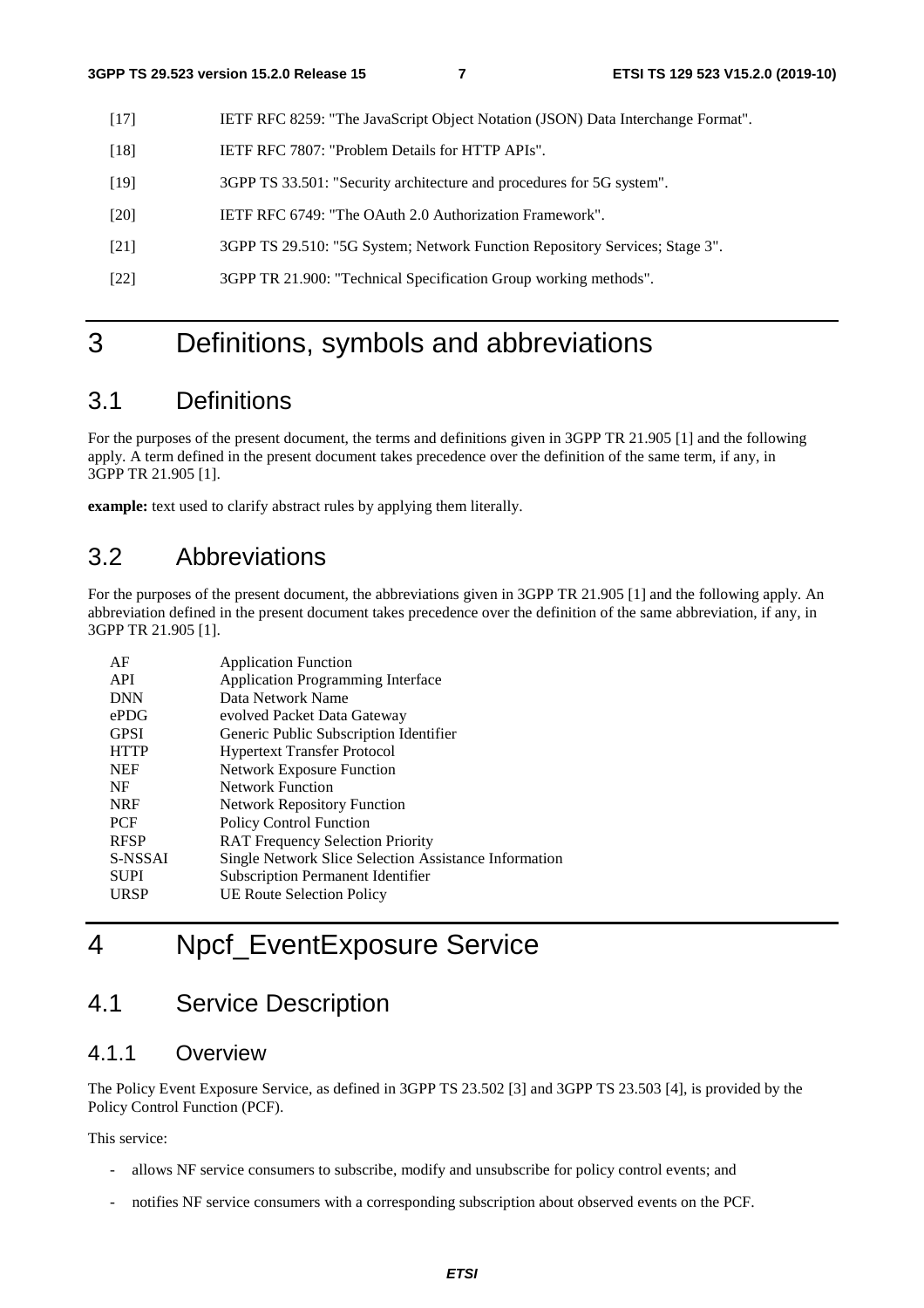[17] IETF RFC 8259: "The JavaScript Object Notation (JSON) Data Interchange Format".

[18] IETF RFC 7807: "Problem Details for HTTP APIs".

[19] 3GPP TS 33.501: "Security architecture and procedures for 5G system".

[20] IETF RFC 6749: "The OAuth 2.0 Authorization Framework".

[21] 3GPP TS 29.510: "5G System; Network Function Repository Services; Stage 3".

[22] 3GPP TR 21.900: "Technical Specification Group working methods".

# 3 Definitions, symbols and abbreviations

## 3.1 Definitions

For the purposes of the present document, the terms and definitions given in 3GPP TR 21.905 [1] and the following apply. A term defined in the present document takes precedence over the definition of the same term, if any, in 3GPP TR 21.905 [1].

**example:** text used to clarify abstract rules by applying them literally.

## 3.2 Abbreviations

For the purposes of the present document, the abbreviations given in 3GPP TR 21.905 [1] and the following apply. An abbreviation defined in the present document takes precedence over the definition of the same abbreviation, if any, in 3GPP TR 21.905 [1].

| | |
|---|---|
| AF | Application Function |
| API | Application Programming Interface |
| DNN | Data Network Name |
| ePDG | evolved Packet Data Gateway |
| GPSI | Generic Public Subscription Identifier |
| HTTP | Hypertext Transfer Protocol |
| NEF | Network Exposure Function |
| NF | Network Function |
| NRF | Network Repository Function |
| PCF | Policy Control Function |
| RFSP | RAT Frequency Selection Priority |
| S-NSSAI | Single Network Slice Selection Assistance Information |
| SUPI | Subscription Permanent Identifier |
| URSP | UE Route Selection Policy |

# 4 Npcf_EventExposure Service

## 4.1 Service Description

### 4.1.1 Overview

The Policy Event Exposure Service, as defined in 3GPP TS 23.502 [3] and 3GPP TS 23.503 [4], is provided by the Policy Control Function (PCF).

This service:

- allows NF service consumers to subscribe, modify and unsubscribe for policy control events; and
- notifies NF service consumers with a corresponding subscription about observed events on the PCF.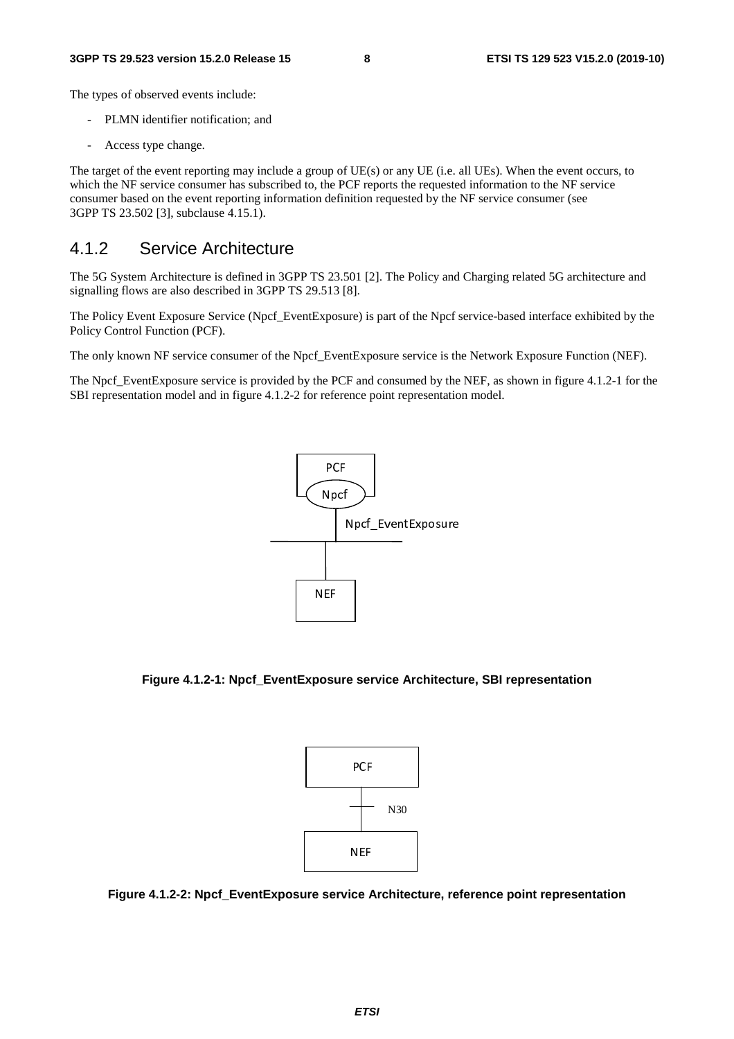The types of observed events include:

- PLMN identifier notification; and
- Access type change.

The target of the event reporting may include a group of UE(s) or any UE (i.e. all UEs). When the event occurs, to which the NF service consumer has subscribed to, the PCF reports the requested information to the NF service consumer based on the event reporting information definition requested by the NF service consumer (see 3GPP TS 23.502 [3], subclause 4.15.1).

### 4.1.2 Service Architecture

The 5G System Architecture is defined in 3GPP TS 23.501 [2]. The Policy and Charging related 5G architecture and signalling flows are also described in 3GPP TS 29.513 [8].

The Policy Event Exposure Service (Npcf_EventExposure) is part of the Npcf service-based interface exhibited by the Policy Control Function (PCF).

The only known NF service consumer of the Npcf_EventExposure service is the Network Exposure Function (NEF).

The Npcf_EventExposure service is provided by the PCF and consumed by the NEF, as shown in figure 4.1.2-1 for the SBI representation model and in figure 4.1.2-2 for reference point representation model.

**Figure 4.1.2-1: Npcf_EventExposure service Architecture, SBI representation**

**Figure 4.1.2-2: Npcf_EventExposure service Architecture, reference point representation**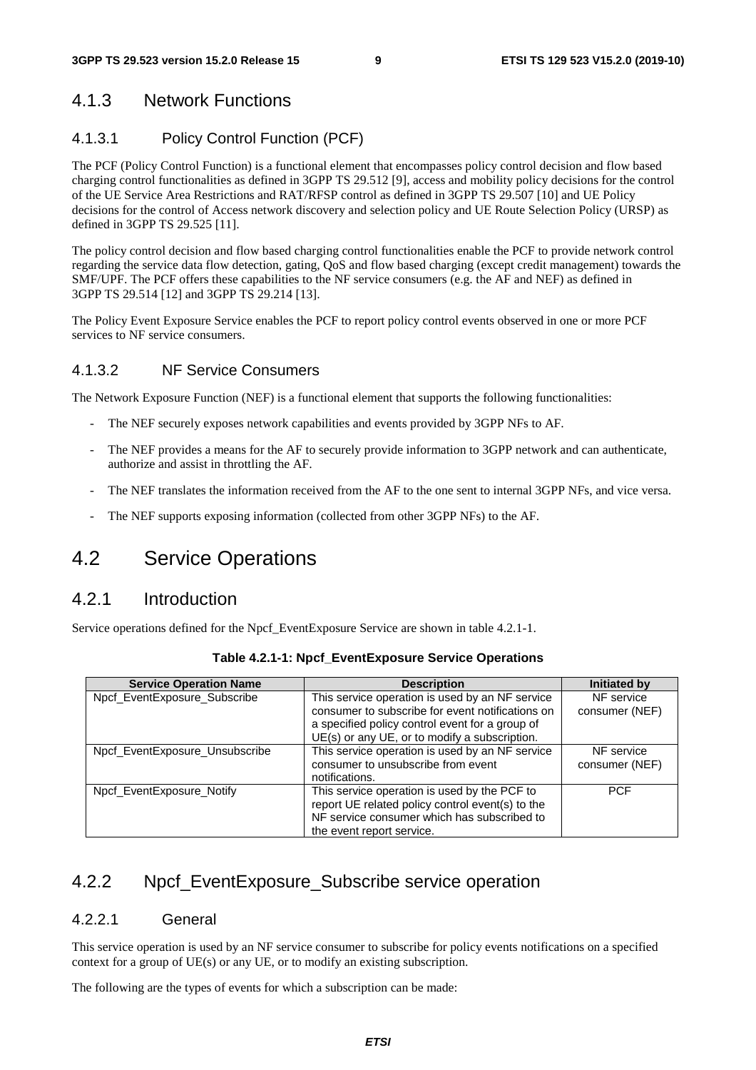### 4.1.3 Network Functions

#### 4.1.3.1 Policy Control Function (PCF)

The PCF (Policy Control Function) is a functional element that encompasses policy control decision and flow based charging control functionalities as defined in 3GPP TS 29.512 [9], access and mobility policy decisions for the control of the UE Service Area Restrictions and RAT/RFSP control as defined in 3GPP TS 29.507 [10] and UE Policy decisions for the control of Access network discovery and selection policy and UE Route Selection Policy (URSP) as defined in 3GPP TS 29.525 [11].

The policy control decision and flow based charging control functionalities enable the PCF to provide network control regarding the service data flow detection, gating, QoS and flow based charging (except credit management) towards the SMF/UPF. The PCF offers these capabilities to the NF service consumers (e.g. the AF and NEF) as defined in 3GPP TS 29.514 [12] and 3GPP TS 29.214 [13].

The Policy Event Exposure Service enables the PCF to report policy control events observed in one or more PCF services to NF service consumers.

#### 4.1.3.2 NF Service Consumers

The Network Exposure Function (NEF) is a functional element that supports the following functionalities:

- The NEF securely exposes network capabilities and events provided by 3GPP NFs to AF.
- The NEF provides a means for the AF to securely provide information to 3GPP network and can authenticate, authorize and assist in throttling the AF.
- The NEF translates the information received from the AF to the one sent to internal 3GPP NFs, and vice versa.
- The NEF supports exposing information (collected from other 3GPP NFs) to the AF.

## 4.2 Service Operations

### 4.2.1 Introduction

Service operations defined for the Npcf_EventExposure Service are shown in table 4.2.1-1.

**Table 4.2.1-1: Npcf_EventExposure Service Operations**

| Service Operation Name | Description | Initiated by |
| --- | --- | --- |
| Npcf_EventExposure_Subscribe | This service operation is used by an NF service consumer to subscribe for event notifications on a specified policy control event for a group of UE(s) or any UE, or to modify a subscription. | NF service consumer (NEF) |
| Npcf_EventExposure_Unsubscribe | This service operation is used by an NF service consumer to unsubscribe from event notifications. | NF service consumer (NEF) |
| Npcf_EventExposure_Notify | This service operation is used by the PCF to report UE related policy control event(s) to the NF service consumer which has subscribed to the event report service. | PCF |

### 4.2.2 Npcf_EventExposure_Subscribe service operation

#### 4.2.2.1 General

This service operation is used by an NF service consumer to subscribe for policy events notifications on a specified context for a group of UE(s) or any UE, or to modify an existing subscription.

The following are the types of events for which a subscription can be made: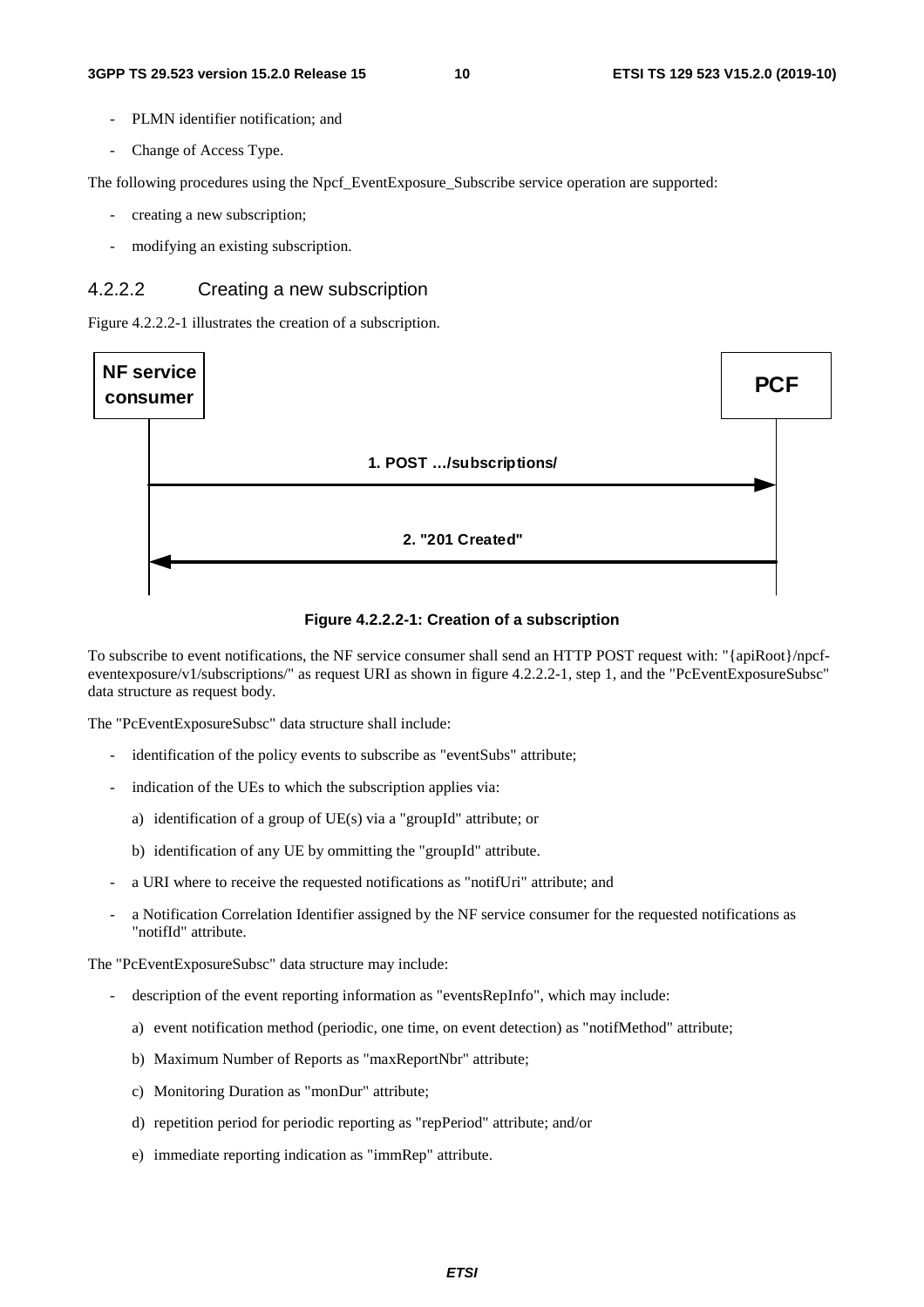- PLMN identifier notification; and
- Change of Access Type.

The following procedures using the Npcf_EventExposure_Subscribe service operation are supported:

- creating a new subscription;
- modifying an existing subscription.

#### 4.2.2.2 Creating a new subscription

Figure 4.2.2.2-1 illustrates the creation of a subscription.

NF service consumer → PCF: 1. POST …/subscriptions/

PCF → NF service consumer: 2. "201 Created"

**Figure 4.2.2.2-1: Creation of a subscription**

To subscribe to event notifications, the NF service consumer shall send an HTTP POST request with: "{apiRoot}/npcf-eventexposure/v1/subscriptions/" as request URI as shown in figure 4.2.2.2-1, step 1, and the "PcEventExposureSubsc" data structure as request body.

The "PcEventExposureSubsc" data structure shall include:

- identification of the policy events to subscribe as "eventSubs" attribute;
- indication of the UEs to which the subscription applies via:
  a) identification of a group of UE(s) via a "groupId" attribute; or
  b) identification of any UE by ommitting the "groupId" attribute.
- a URI where to receive the requested notifications as "notifUri" attribute; and
- a Notification Correlation Identifier assigned by the NF service consumer for the requested notifications as "notifId" attribute.

The "PcEventExposureSubsc" data structure may include:

- description of the event reporting information as "eventsRepInfo", which may include:
  a) event notification method (periodic, one time, on event detection) as "notifMethod" attribute;
  b) Maximum Number of Reports as "maxReportNbr" attribute;
  c) Monitoring Duration as "monDur" attribute;
  d) repetition period for periodic reporting as "repPeriod" attribute; and/or
  e) immediate reporting indication as "immRep" attribute.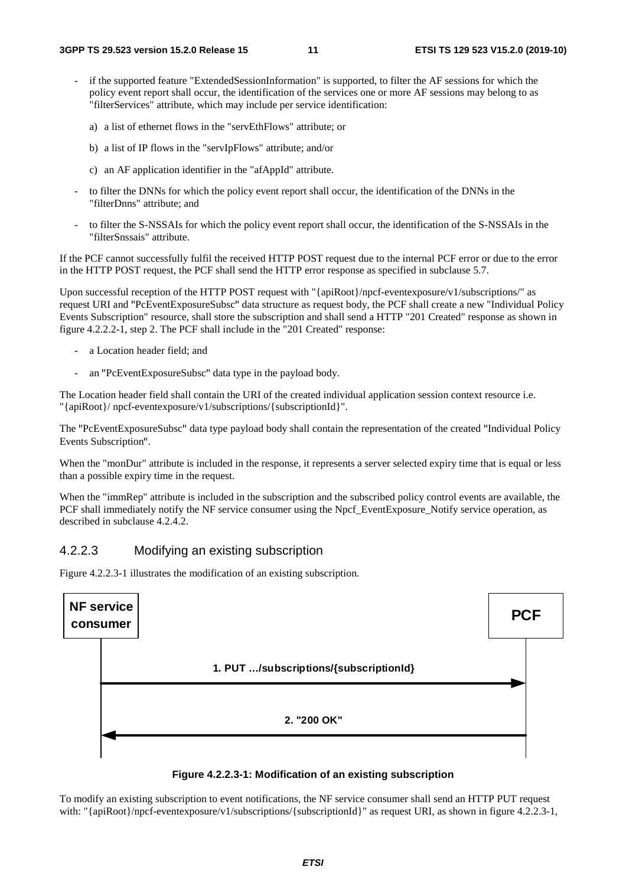- if the supported feature "ExtendedSessionInformation" is supported, to filter the AF sessions for which the policy event report shall occur, the identification of the services one or more AF sessions may belong to as "filterServices" attribute, which may include per service identification:

  a) a list of ethernet flows in the "servEthFlows" attribute; or

  b) a list of IP flows in the "servIpFlows" attribute; and/or

  c) an AF application identifier in the "afAppId" attribute.

- to filter the DNNs for which the policy event report shall occur, the identification of the DNNs in the "filterDnns" attribute; and

- to filter the S-NSSAIs for which the policy event report shall occur, the identification of the S-NSSAIs in the "filterSnssais" attribute.

If the PCF cannot successfully fulfil the received HTTP POST request due to the internal PCF error or due to the error in the HTTP POST request, the PCF shall send the HTTP error response as specified in subclause 5.7.

Upon successful reception of the HTTP POST request with "{apiRoot}/npcf-eventexposure/v1/subscriptions/" as request URI and "PcEventExposureSubsc" data structure as request body, the PCF shall create a new "Individual Policy Events Subscription" resource, shall store the subscription and shall send a HTTP "201 Created" response as shown in figure 4.2.2.2-1, step 2. The PCF shall include in the "201 Created" response:

- a Location header field; and

- an "PcEventExposureSubsc" data type in the payload body.

The Location header field shall contain the URI of the created individual application session context resource i.e. "{apiRoot}/ npcf-eventexposure/v1/subscriptions/{subscriptionId}".

The "PcEventExposureSubsc" data type payload body shall contain the representation of the created "Individual Policy Events Subscription".

When the "monDur" attribute is included in the response, it represents a server selected expiry time that is equal or less than a possible expiry time in the request.

When the "immRep" attribute is included in the subscription and the subscribed policy control events are available, the PCF shall immediately notify the NF service consumer using the Npcf_EventExposure_Notify service operation, as described in subclause 4.2.4.2.

### 4.2.2.3 Modifying an existing subscription

Figure 4.2.2.3-1 illustrates the modification of an existing subscription.

NF service consumer → PCF: 1. PUT …/subscriptions/{subscriptionId}

PCF → NF service consumer: 2. "200 OK"

**Figure 4.2.2.3-1: Modification of an existing subscription**

To modify an existing subscription to event notifications, the NF service consumer shall send an HTTP PUT request with: "{apiRoot}/npcf-eventexposure/v1/subscriptions/{subscriptionId}" as request URI, as shown in figure 4.2.2.3-1,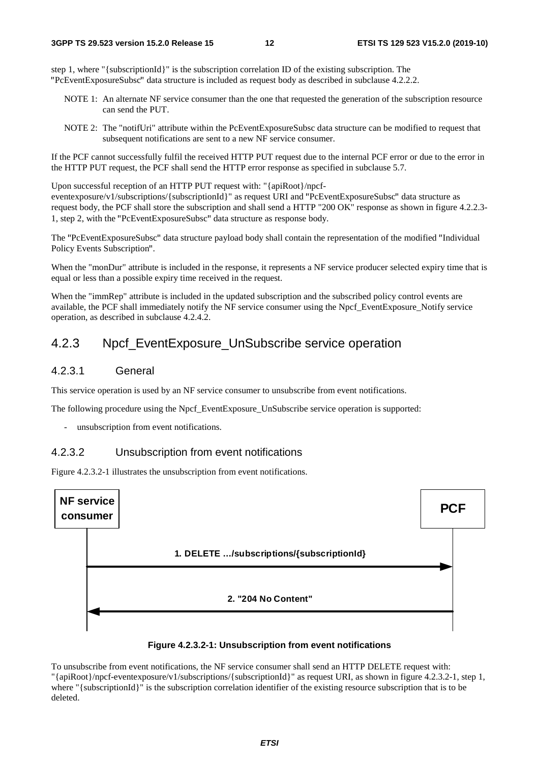step 1, where "{subscriptionId}" is the subscription correlation ID of the existing subscription. The "PcEventExposureSubsc" data structure is included as request body as described in subclause 4.2.2.2.

NOTE 1: An alternate NF service consumer than the one that requested the generation of the subscription resource can send the PUT.

NOTE 2: The "notifUri" attribute within the PcEventExposureSubsc data structure can be modified to request that subsequent notifications are sent to a new NF service consumer.

If the PCF cannot successfully fulfil the received HTTP PUT request due to the internal PCF error or due to the error in the HTTP PUT request, the PCF shall send the HTTP error response as specified in subclause 5.7.

Upon successful reception of an HTTP PUT request with: "{apiRoot}/npcf-eventexposure/v1/subscriptions/{subscriptionId}" as request URI and "PcEventExposureSubsc" data structure as request body, the PCF shall store the subscription and shall send a HTTP "200 OK" response as shown in figure 4.2.2.3-1, step 2, with the "PcEventExposureSubsc" data structure as response body.

The "PcEventExposureSubsc" data structure payload body shall contain the representation of the modified "Individual Policy Events Subscription".

When the "monDur" attribute is included in the response, it represents a NF service producer selected expiry time that is equal or less than a possible expiry time received in the request.

When the "immRep" attribute is included in the updated subscription and the subscribed policy control events are available, the PCF shall immediately notify the NF service consumer using the Npcf_EventExposure_Notify service operation, as described in subclause 4.2.4.2.

## 4.2.3 Npcf_EventExposure_UnSubscribe service operation

### 4.2.3.1 General

This service operation is used by an NF service consumer to unsubscribe from event notifications.

The following procedure using the Npcf_EventExposure_UnSubscribe service operation is supported:

- unsubscription from event notifications.

### 4.2.3.2 Unsubscription from event notifications

Figure 4.2.3.2-1 illustrates the unsubscription from event notifications.

NF service consumer | PCF

1. DELETE …/subscriptions/{subscriptionId}

2. "204 No Content"

**Figure 4.2.3.2-1: Unsubscription from event notifications**

To unsubscribe from event notifications, the NF service consumer shall send an HTTP DELETE request with: "{apiRoot}/npcf-eventexposure/v1/subscriptions/{subscriptionId}" as request URI, as shown in figure 4.2.3.2-1, step 1, where "{subscriptionId}" is the subscription correlation identifier of the existing resource subscription that is to be deleted.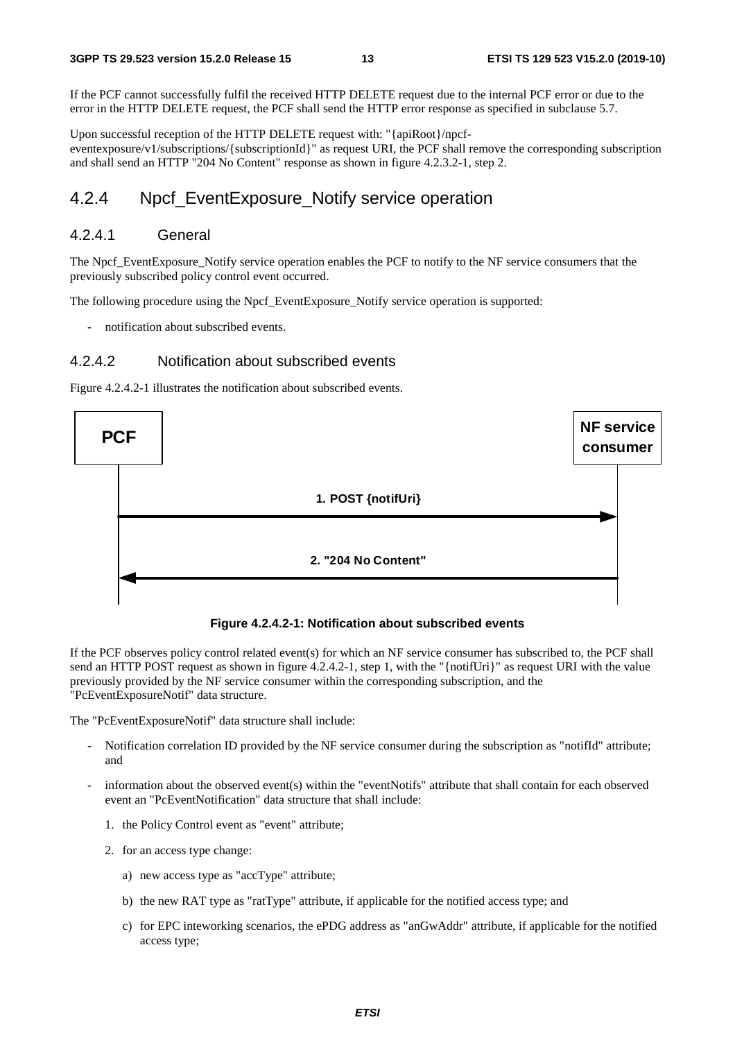If the PCF cannot successfully fulfil the received HTTP DELETE request due to the internal PCF error or due to the error in the HTTP DELETE request, the PCF shall send the HTTP error response as specified in subclause 5.7.

Upon successful reception of the HTTP DELETE request with: "{apiRoot}/npcf-eventexposure/v1/subscriptions/{subscriptionId}" as request URI, the PCF shall remove the corresponding subscription and shall send an HTTP "204 No Content" response as shown in figure 4.2.3.2-1, step 2.

## 4.2.4 Npcf_EventExposure_Notify service operation

### 4.2.4.1 General

The Npcf_EventExposure_Notify service operation enables the PCF to notify to the NF service consumers that the previously subscribed policy control event occurred.

The following procedure using the Npcf_EventExposure_Notify service operation is supported:

- notification about subscribed events.

### 4.2.4.2 Notification about subscribed events

Figure 4.2.4.2-1 illustrates the notification about subscribed events.

PCF → NF service consumer: 1. POST {notifUri}

NF service consumer → PCF: 2. "204 No Content"

**Figure 4.2.4.2-1: Notification about subscribed events**

If the PCF observes policy control related event(s) for which an NF service consumer has subscribed to, the PCF shall send an HTTP POST request as shown in figure 4.2.4.2-1, step 1, with the "{notifUri}" as request URI with the value previously provided by the NF service consumer within the corresponding subscription, and the "PcEventExposureNotif" data structure.

The "PcEventExposureNotif" data structure shall include:

- Notification correlation ID provided by the NF service consumer during the subscription as "notifId" attribute; and
- information about the observed event(s) within the "eventNotifs" attribute that shall contain for each observed event an "PcEventNotification" data structure that shall include:
  1. the Policy Control event as "event" attribute;
  2. for an access type change:
     a) new access type as "accType" attribute;
     b) the new RAT type as "ratType" attribute, if applicable for the notified access type; and
     c) for EPC inteworking scenarios, the ePDG address as "anGwAddr" attribute, if applicable for the notified access type;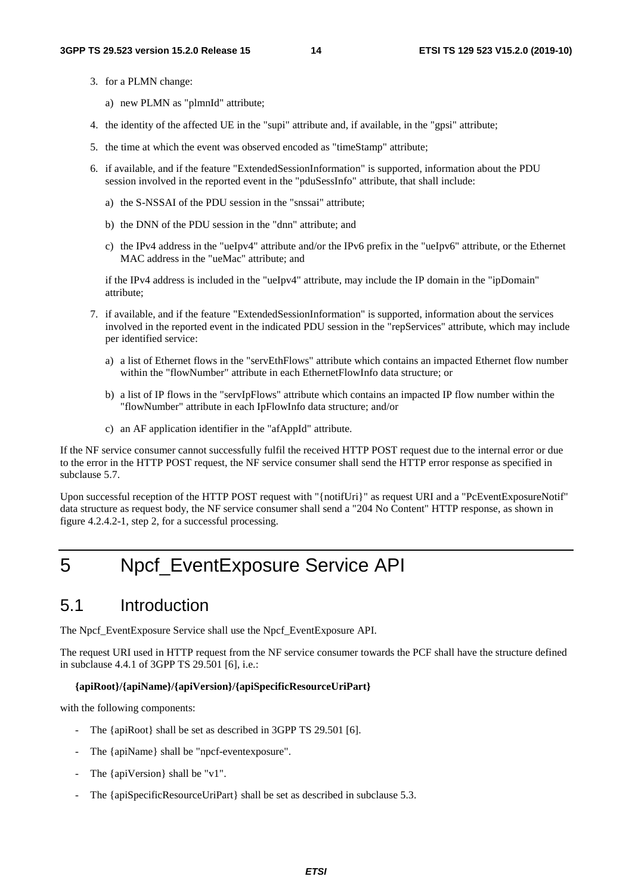3. for a PLMN change:

   a) new PLMN as "plmnId" attribute;

4. the identity of the affected UE in the "supi" attribute and, if available, in the "gpsi" attribute;

5. the time at which the event was observed encoded as "timeStamp" attribute;

6. if available, and if the feature "ExtendedSessionInformation" is supported, information about the PDU session involved in the reported event in the "pduSessInfo" attribute, that shall include:

   a) the S-NSSAI of the PDU session in the "snssai" attribute;

   b) the DNN of the PDU session in the "dnn" attribute; and

   c) the IPv4 address in the "ueIpv4" attribute and/or the IPv6 prefix in the "ueIpv6" attribute, or the Ethernet MAC address in the "ueMac" attribute; and

   if the IPv4 address is included in the "ueIpv4" attribute, may include the IP domain in the "ipDomain" attribute;

7. if available, and if the feature "ExtendedSessionInformation" is supported, information about the services involved in the reported event in the indicated PDU session in the "repServices" attribute, which may include per identified service:

   a) a list of Ethernet flows in the "servEthFlows" attribute which contains an impacted Ethernet flow number within the "flowNumber" attribute in each EthernetFlowInfo data structure; or

   b) a list of IP flows in the "servIpFlows" attribute which contains an impacted IP flow number within the "flowNumber" attribute in each IpFlowInfo data structure; and/or

   c) an AF application identifier in the "afAppId" attribute.

If the NF service consumer cannot successfully fulfil the received HTTP POST request due to the internal error or due to the error in the HTTP POST request, the NF service consumer shall send the HTTP error response as specified in subclause 5.7.

Upon successful reception of the HTTP POST request with "{notifUri}" as request URI and a "PcEventExposureNotif" data structure as request body, the NF service consumer shall send a "204 No Content" HTTP response, as shown in figure 4.2.4.2-1, step 2, for a successful processing.

# 5 Npcf_EventExposure Service API

## 5.1 Introduction

The Npcf_EventExposure Service shall use the Npcf_EventExposure API.

The request URI used in HTTP request from the NF service consumer towards the PCF shall have the structure defined in subclause 4.4.1 of 3GPP TS 29.501 [6], i.e.:

**{apiRoot}/{apiName}/{apiVersion}/{apiSpecificResourceUriPart}**

with the following components:

- The {apiRoot} shall be set as described in 3GPP TS 29.501 [6].
- The {apiName} shall be "npcf-eventexposure".
- The {apiVersion} shall be "v1".
- The {apiSpecificResourceUriPart} shall be set as described in subclause 5.3.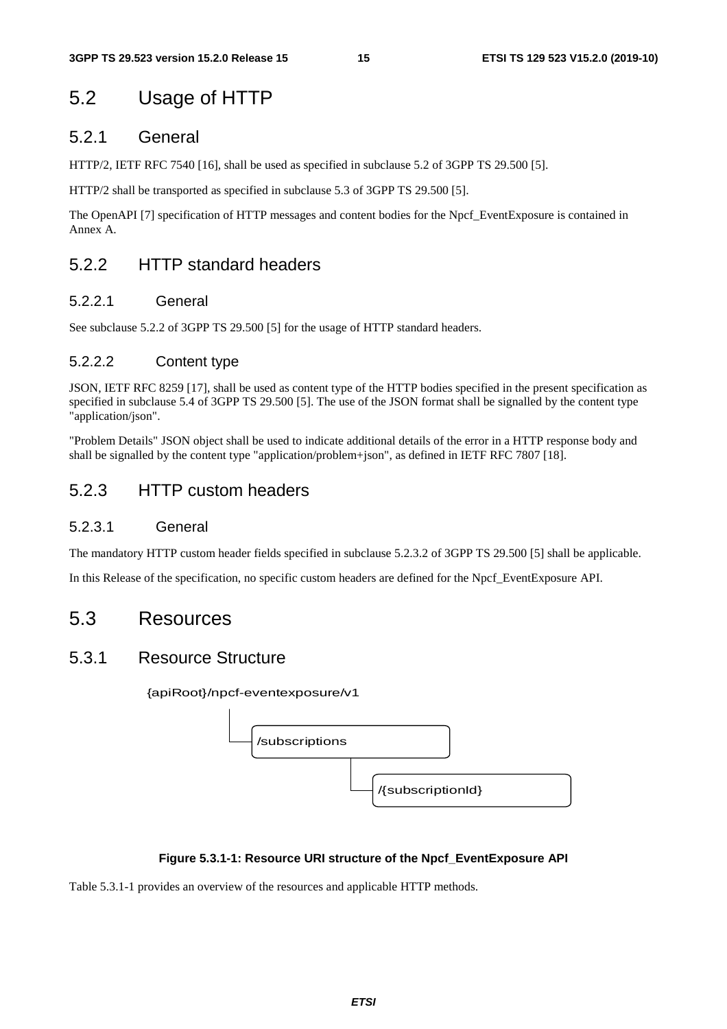## 5.2 Usage of HTTP

### 5.2.1 General

HTTP/2, IETF RFC 7540 [16], shall be used as specified in subclause 5.2 of 3GPP TS 29.500 [5].

HTTP/2 shall be transported as specified in subclause 5.3 of 3GPP TS 29.500 [5].

The OpenAPI [7] specification of HTTP messages and content bodies for the Npcf_EventExposure is contained in Annex A.

### 5.2.2 HTTP standard headers

#### 5.2.2.1 General

See subclause 5.2.2 of 3GPP TS 29.500 [5] for the usage of HTTP standard headers.

#### 5.2.2.2 Content type

JSON, IETF RFC 8259 [17], shall be used as content type of the HTTP bodies specified in the present specification as specified in subclause 5.4 of 3GPP TS 29.500 [5]. The use of the JSON format shall be signalled by the content type "application/json".

"Problem Details" JSON object shall be used to indicate additional details of the error in a HTTP response body and shall be signalled by the content type "application/problem+json", as defined in IETF RFC 7807 [18].

### 5.2.3 HTTP custom headers

#### 5.2.3.1 General

The mandatory HTTP custom header fields specified in subclause 5.2.3.2 of 3GPP TS 29.500 [5] shall be applicable.

In this Release of the specification, no specific custom headers are defined for the Npcf_EventExposure API.

## 5.3 Resources

### 5.3.1 Resource Structure

```
{apiRoot}/npcf-eventexposure/v1
    |
    +-- /subscriptions
            |
            +-- /{subscriptionId}
```

**Figure 5.3.1-1: Resource URI structure of the Npcf_EventExposure API**

Table 5.3.1-1 provides an overview of the resources and applicable HTTP methods.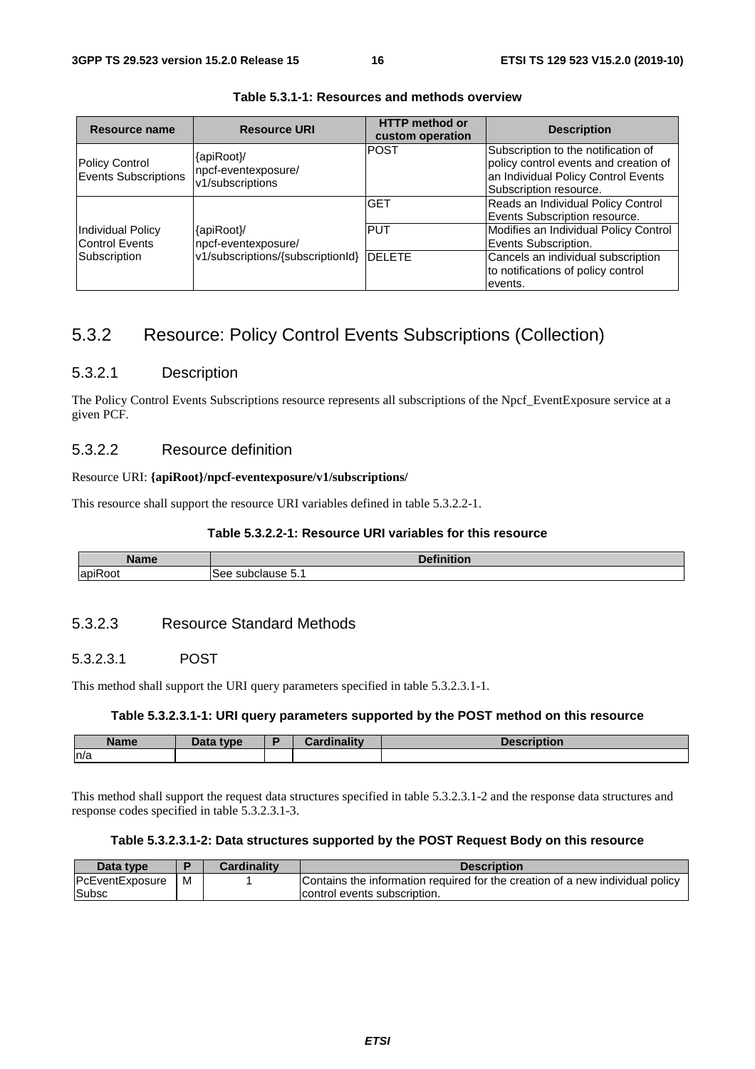**Table 5.3.1-1: Resources and methods overview**

| Resource name | Resource URI | HTTP method or custom operation | Description |
|---|---|---|---|
| Policy Control Events Subscriptions | {apiRoot}/npcf-eventexposure/v1/subscriptions | POST | Subscription to the notification of policy control events and creation of an Individual Policy Control Events Subscription resource. |
| Individual Policy Control Events Subscription | {apiRoot}/npcf-eventexposure/v1/subscriptions/{subscriptionId} | GET | Reads an Individual Policy Control Events Subscription resource. |
| | | PUT | Modifies an Individual Policy Control Events Subscription. |
| | | DELETE | Cancels an individual subscription to notifications of policy control events. |

## 5.3.2 Resource: Policy Control Events Subscriptions (Collection)

### 5.3.2.1 Description

The Policy Control Events Subscriptions resource represents all subscriptions of the Npcf_EventExposure service at a given PCF.

### 5.3.2.2 Resource definition

Resource URI: **{apiRoot}/npcf-eventexposure/v1/subscriptions/**

This resource shall support the resource URI variables defined in table 5.3.2.2-1.

**Table 5.3.2.2-1: Resource URI variables for this resource**

| Name | Definition |
|---|---|
| apiRoot | See subclause 5.1 |

### 5.3.2.3 Resource Standard Methods

#### 5.3.2.3.1 POST

This method shall support the URI query parameters specified in table 5.3.2.3.1-1.

**Table 5.3.2.3.1-1: URI query parameters supported by the POST method on this resource**

| Name | Data type | P | Cardinality | Description |
|---|---|---|---|---|
| n/a | | | | |

This method shall support the request data structures specified in table 5.3.2.3.1-2 and the response data structures and response codes specified in table 5.3.2.3.1-3.

**Table 5.3.2.3.1-2: Data structures supported by the POST Request Body on this resource**

| Data type | P | Cardinality | Description |
|---|---|---|---|
| PcEventExposureSubsc | M | 1 | Contains the information required for the creation of a new individual policy control events subscription. |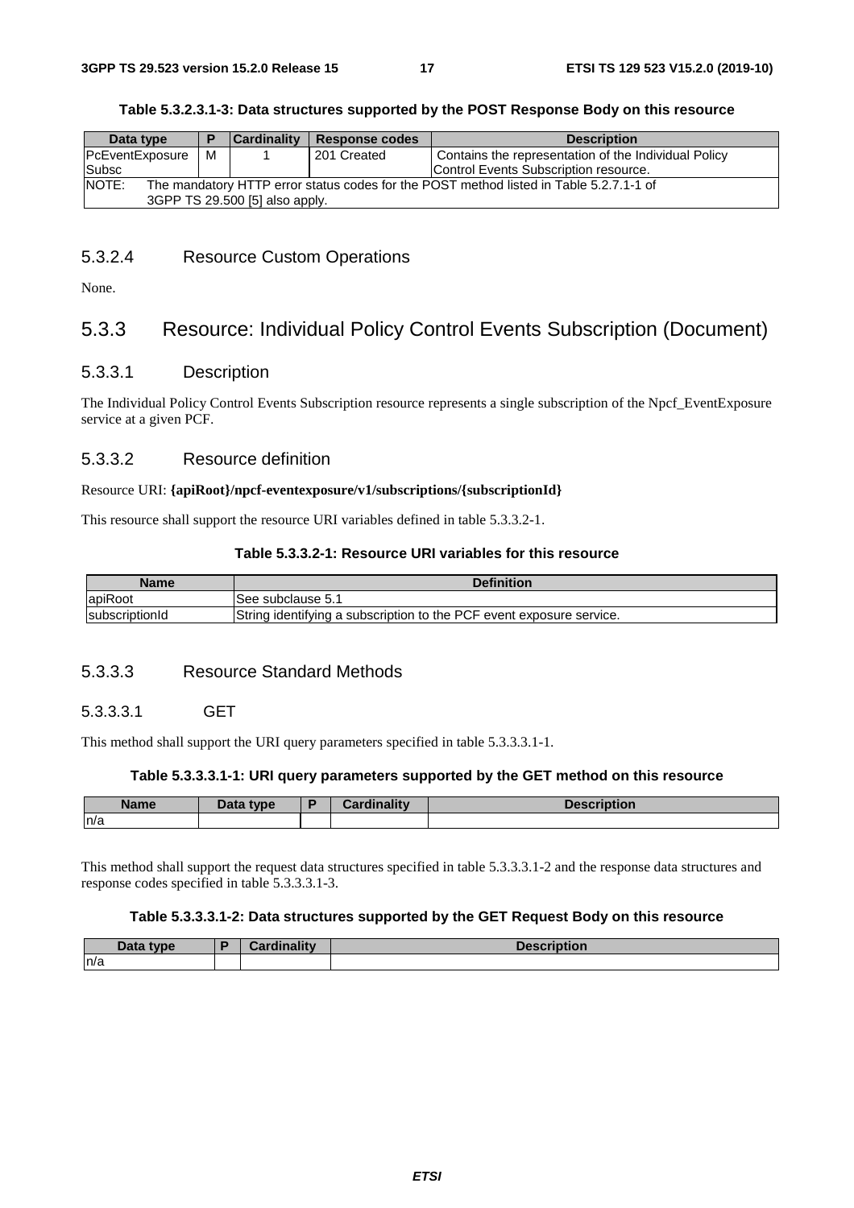**Table 5.3.2.3.1-3: Data structures supported by the POST Response Body on this resource**

| Data type | P | Cardinality | Response codes | Description |
|---|---|---|---|---|
| PcEventExposureSubsc | M | 1 | 201 Created | Contains the representation of the Individual Policy Control Events Subscription resource. |
| NOTE: The mandatory HTTP error status codes for the POST method listed in Table 5.2.7.1-1 of 3GPP TS 29.500 [5] also apply. | | | | |

### 5.3.2.4 Resource Custom Operations

None.

## 5.3.3 Resource: Individual Policy Control Events Subscription (Document)

### 5.3.3.1 Description

The Individual Policy Control Events Subscription resource represents a single subscription of the Npcf_EventExposure service at a given PCF.

### 5.3.3.2 Resource definition

Resource URI: **{apiRoot}/npcf-eventexposure/v1/subscriptions/{subscriptionId}**

This resource shall support the resource URI variables defined in table 5.3.3.2-1.

**Table 5.3.3.2-1: Resource URI variables for this resource**

| Name | Definition |
|---|---|
| apiRoot | See subclause 5.1 |
| subscriptionId | String identifying a subscription to the PCF event exposure service. |

### 5.3.3.3 Resource Standard Methods

#### 5.3.3.3.1 GET

This method shall support the URI query parameters specified in table 5.3.3.3.1-1.

**Table 5.3.3.3.1-1: URI query parameters supported by the GET method on this resource**

| Name | Data type | P | Cardinality | Description |
|---|---|---|---|---|
| n/a | | | | |

This method shall support the request data structures specified in table 5.3.3.3.1-2 and the response data structures and response codes specified in table 5.3.3.3.1-3.

**Table 5.3.3.3.1-2: Data structures supported by the GET Request Body on this resource**

| Data type | P | Cardinality | Description |
|---|---|---|---|
| n/a | | | |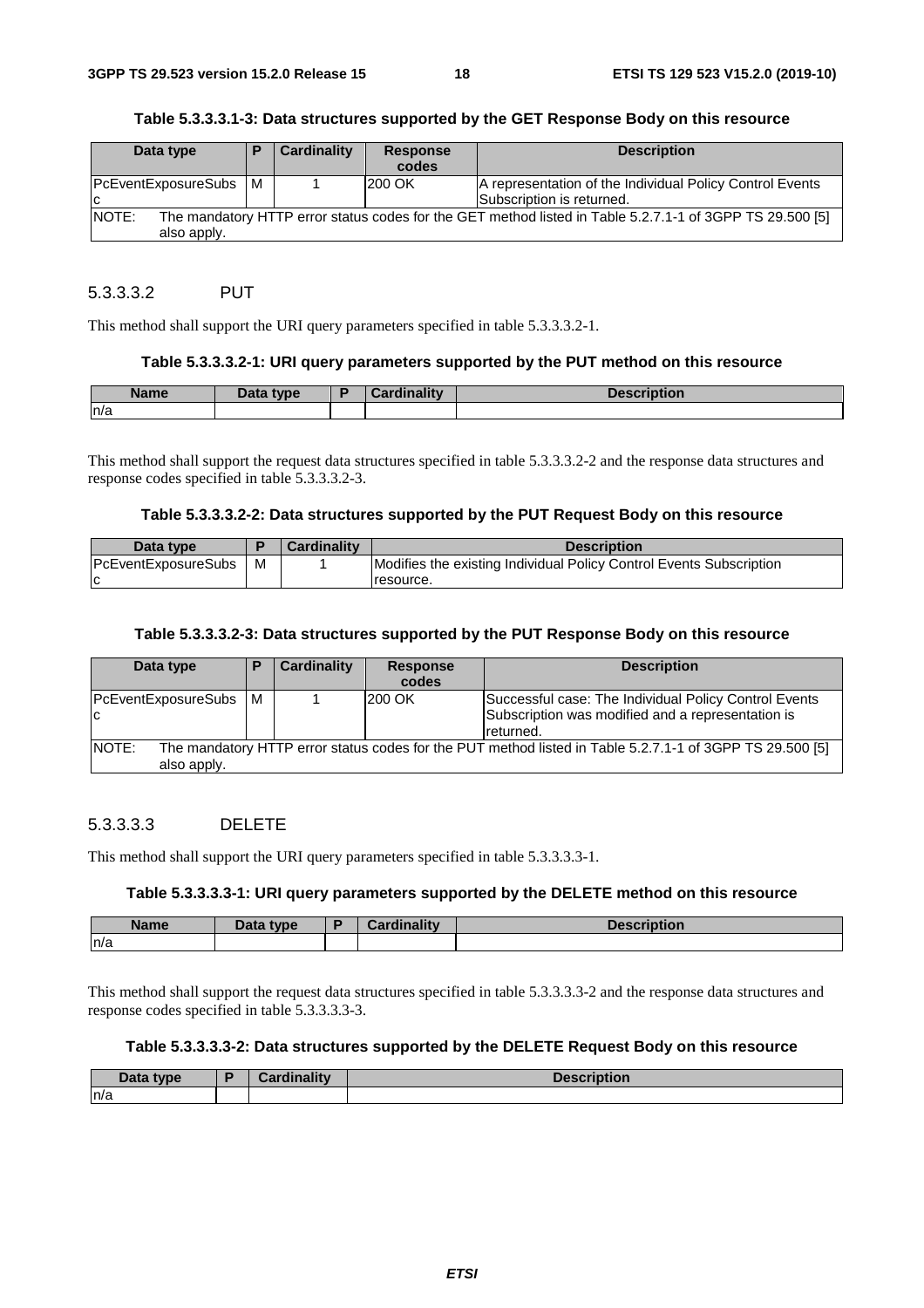**Table 5.3.3.3.1-3: Data structures supported by the GET Response Body on this resource**

| Data type | P | Cardinality | Response codes | Description |
| --- | --- | --- | --- | --- |
| PcEventExposureSubsc | M | 1 | 200 OK | A representation of the Individual Policy Control Events Subscription is returned. |
| NOTE: The mandatory HTTP error status codes for the GET method listed in Table 5.2.7.1-1 of 3GPP TS 29.500 [5] also apply. | | | | |

#### 5.3.3.3.2 PUT

This method shall support the URI query parameters specified in table 5.3.3.3.2-1.

**Table 5.3.3.3.2-1: URI query parameters supported by the PUT method on this resource**

| Name | Data type | P | Cardinality | Description |
| --- | --- | --- | --- | --- |
| n/a | | | | |

This method shall support the request data structures specified in table 5.3.3.3.2-2 and the response data structures and response codes specified in table 5.3.3.3.2-3.

**Table 5.3.3.3.2-2: Data structures supported by the PUT Request Body on this resource**

| Data type | P | Cardinality | Description |
| --- | --- | --- | --- |
| PcEventExposureSubsc | M | 1 | Modifies the existing Individual Policy Control Events Subscription resource. |

**Table 5.3.3.3.2-3: Data structures supported by the PUT Response Body on this resource**

| Data type | P | Cardinality | Response codes | Description |
| --- | --- | --- | --- | --- |
| PcEventExposureSubsc | M | 1 | 200 OK | Successful case: The Individual Policy Control Events Subscription was modified and a representation is returned. |
| NOTE: The mandatory HTTP error status codes for the PUT method listed in Table 5.2.7.1-1 of 3GPP TS 29.500 [5] also apply. | | | | |

#### 5.3.3.3.3 DELETE

This method shall support the URI query parameters specified in table 5.3.3.3.3-1.

**Table 5.3.3.3.3-1: URI query parameters supported by the DELETE method on this resource**

| Name | Data type | P | Cardinality | Description |
| --- | --- | --- | --- | --- |
| n/a | | | | |

This method shall support the request data structures specified in table 5.3.3.3.3-2 and the response data structures and response codes specified in table 5.3.3.3.3-3.

**Table 5.3.3.3.3-2: Data structures supported by the DELETE Request Body on this resource**

| Data type | P | Cardinality | Description |
| --- | --- | --- | --- |
| n/a | | | |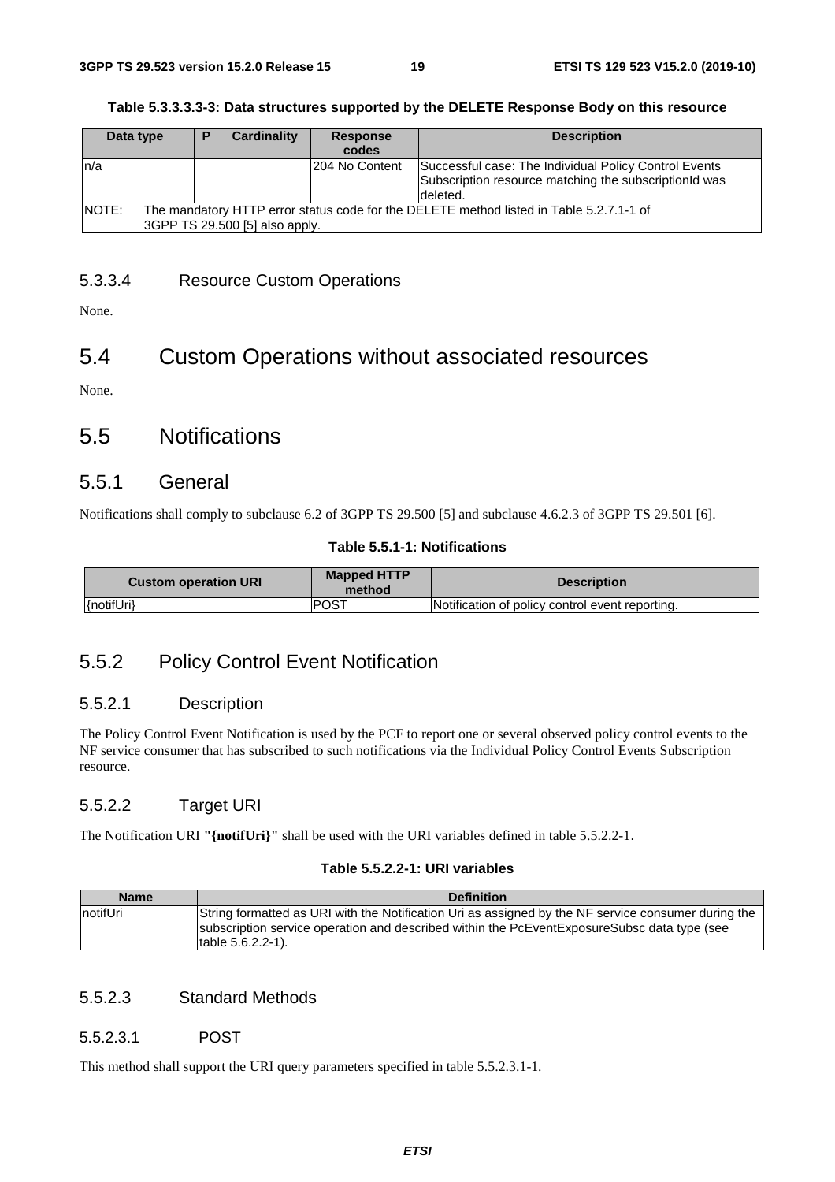**Table 5.3.3.3.3-3: Data structures supported by the DELETE Response Body on this resource**

| Data type | P | Cardinality | Response codes | Description |
|---|---|---|---|---|
| n/a | | | 204 No Content | Successful case: The Individual Policy Control Events Subscription resource matching the subscriptionId was deleted. |
| NOTE: The mandatory HTTP error status code for the DELETE method listed in Table 5.2.7.1-1 of 3GPP TS 29.500 [5] also apply. | | | | |

#### 5.3.3.4 Resource Custom Operations

None.

## 5.4 Custom Operations without associated resources

None.

## 5.5 Notifications

### 5.5.1 General

Notifications shall comply to subclause 6.2 of 3GPP TS 29.500 [5] and subclause 4.6.2.3 of 3GPP TS 29.501 [6].

**Table 5.5.1-1: Notifications**

| Custom operation URI | Mapped HTTP method | Description |
|---|---|---|
| {notifUri} | POST | Notification of policy control event reporting. |

### 5.5.2 Policy Control Event Notification

#### 5.5.2.1 Description

The Policy Control Event Notification is used by the PCF to report one or several observed policy control events to the NF service consumer that has subscribed to such notifications via the Individual Policy Control Events Subscription resource.

#### 5.5.2.2 Target URI

The Notification URI **"{notifUri}"** shall be used with the URI variables defined in table 5.5.2.2-1.

**Table 5.5.2.2-1: URI variables**

| Name | Definition |
|---|---|
| notifUri | String formatted as URI with the Notification Uri as assigned by the NF service consumer during the subscription service operation and described within the PcEventExposureSubsc data type (see table 5.6.2.2-1). |

#### 5.5.2.3 Standard Methods

##### 5.5.2.3.1 POST

This method shall support the URI query parameters specified in table 5.5.2.3.1-1.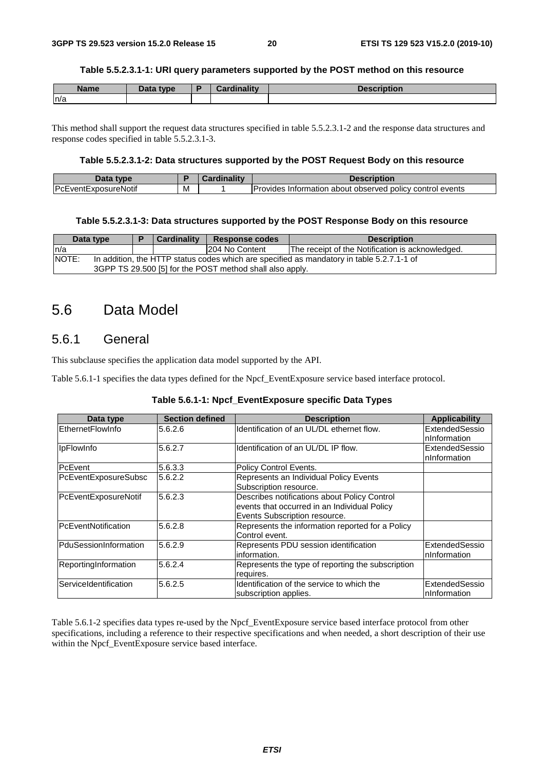**Table 5.5.2.3.1-1: URI query parameters supported by the POST method on this resource**

| Name | Data type | P | Cardinality | Description |
|---|---|---|---|---|
| n/a | | | | |

This method shall support the request data structures specified in table 5.5.2.3.1-2 and the response data structures and response codes specified in table 5.5.2.3.1-3.

**Table 5.5.2.3.1-2: Data structures supported by the POST Request Body on this resource**

| Data type | P | Cardinality | Description |
|---|---|---|---|
| PcEventExposureNotif | M | 1 | Provides Information about observed policy control events |

**Table 5.5.2.3.1-3: Data structures supported by the POST Response Body on this resource**

| Data type | P | Cardinality | Response codes | Description |
|---|---|---|---|---|
| n/a | | | 204 No Content | The receipt of the Notification is acknowledged. |
| NOTE: In addition, the HTTP status codes which are specified as mandatory in table 5.2.7.1-1 of 3GPP TS 29.500 [5] for the POST method shall also apply. | | | | |

# 5.6 Data Model

## 5.6.1 General

This subclause specifies the application data model supported by the API.

Table 5.6.1-1 specifies the data types defined for the Npcf_EventExposure service based interface protocol.

**Table 5.6.1-1: Npcf_EventExposure specific Data Types**

| Data type | Section defined | Description | Applicability |
|---|---|---|---|
| EthernetFlowInfo | 5.6.2.6 | Identification of an UL/DL ethernet flow. | ExtendedSessionInformation |
| IpFlowInfo | 5.6.2.7 | Identification of an UL/DL IP flow. | ExtendedSessionInformation |
| PcEvent | 5.6.3.3 | Policy Control Events. | |
| PcEventExposureSubsc | 5.6.2.2 | Represents an Individual Policy Events Subscription resource. | |
| PcEventExposureNotif | 5.6.2.3 | Describes notifications about Policy Control events that occurred in an Individual Policy Events Subscription resource. | |
| PcEventNotification | 5.6.2.8 | Represents the information reported for a Policy Control event. | |
| PduSessionInformation | 5.6.2.9 | Represents PDU session identification information. | ExtendedSessionInformation |
| ReportingInformation | 5.6.2.4 | Represents the type of reporting the subscription requires. | |
| ServiceIdentification | 5.6.2.5 | Identification of the service to which the subscription applies. | ExtendedSessionInformation |

Table 5.6.1-2 specifies data types re-used by the Npcf_EventExposure service based interface protocol from other specifications, including a reference to their respective specifications and when needed, a short description of their use within the Npcf_EventExposure service based interface.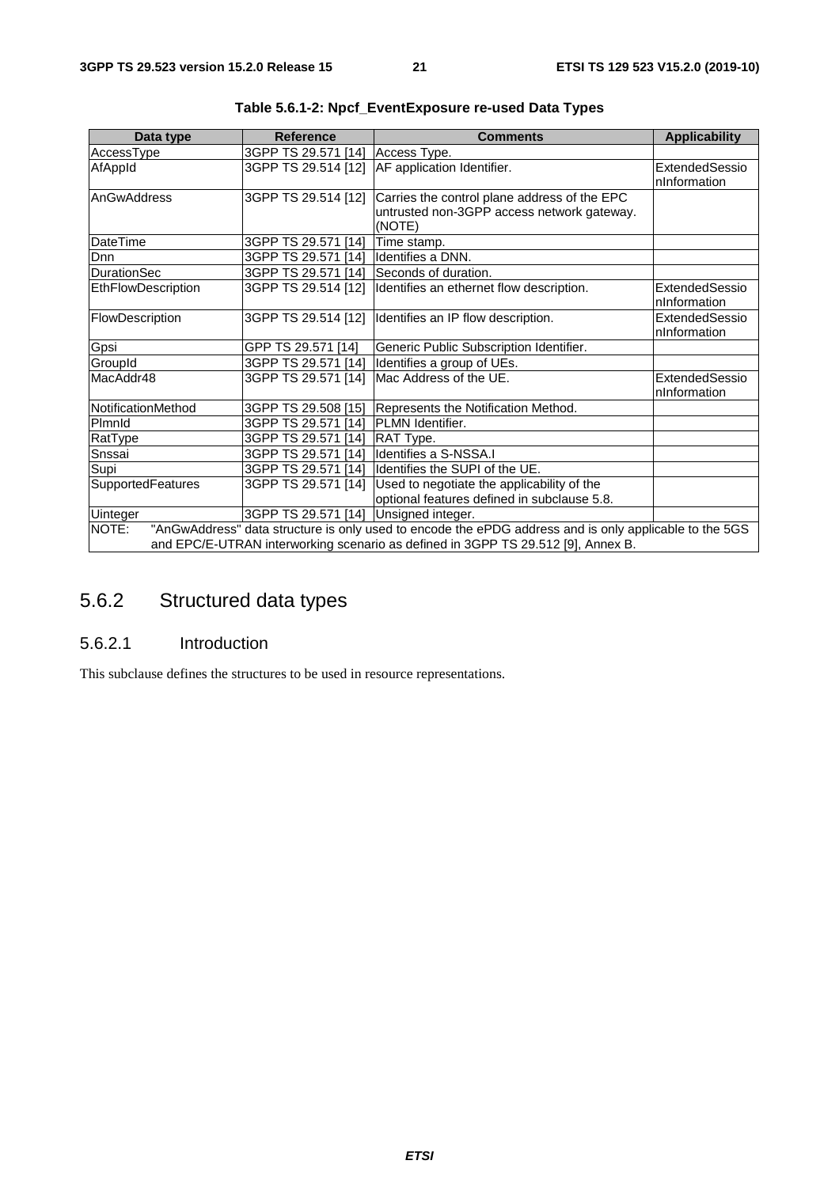**Table 5.6.1-2: Npcf_EventExposure re-used Data Types**

| Data type | Reference | Comments | Applicability |
|---|---|---|---|
| AccessType | 3GPP TS 29.571 [14] | Access Type. | |
| AfAppId | 3GPP TS 29.514 [12] | AF application Identifier. | ExtendedSessionInformation |
| AnGwAddress | 3GPP TS 29.514 [12] | Carries the control plane address of the EPC untrusted non-3GPP access network gateway. (NOTE) | |
| DateTime | 3GPP TS 29.571 [14] | Time stamp. | |
| Dnn | 3GPP TS 29.571 [14] | Identifies a DNN. | |
| DurationSec | 3GPP TS 29.571 [14] | Seconds of duration. | |
| EthFlowDescription | 3GPP TS 29.514 [12] | Identifies an ethernet flow description. | ExtendedSessionInformation |
| FlowDescription | 3GPP TS 29.514 [12] | Identifies an IP flow description. | ExtendedSessionInformation |
| Gpsi | GPP TS 29.571 [14] | Generic Public Subscription Identifier. | |
| GroupId | 3GPP TS 29.571 [14] | Identifies a group of UEs. | |
| MacAddr48 | 3GPP TS 29.571 [14] | Mac Address of the UE. | ExtendedSessionInformation |
| NotificationMethod | 3GPP TS 29.508 [15] | Represents the Notification Method. | |
| PlmnId | 3GPP TS 29.571 [14] | PLMN Identifier. | |
| RatType | 3GPP TS 29.571 [14] | RAT Type. | |
| Snssai | 3GPP TS 29.571 [14] | Identifies a S-NSSA.I | |
| Supi | 3GPP TS 29.571 [14] | Identifies the SUPI of the UE. | |
| SupportedFeatures | 3GPP TS 29.571 [14] | Used to negotiate the applicability of the optional features defined in subclause 5.8. | |
| Uinteger | 3GPP TS 29.571 [14] | Unsigned integer. | |
| NOTE: "AnGwAddress" data structure is only used to encode the ePDG address and is only applicable to the 5GS and EPC/E-UTRAN interworking scenario as defined in 3GPP TS 29.512 [9], Annex B. | | | |

## 5.6.2 Structured data types

### 5.6.2.1 Introduction

This subclause defines the structures to be used in resource representations.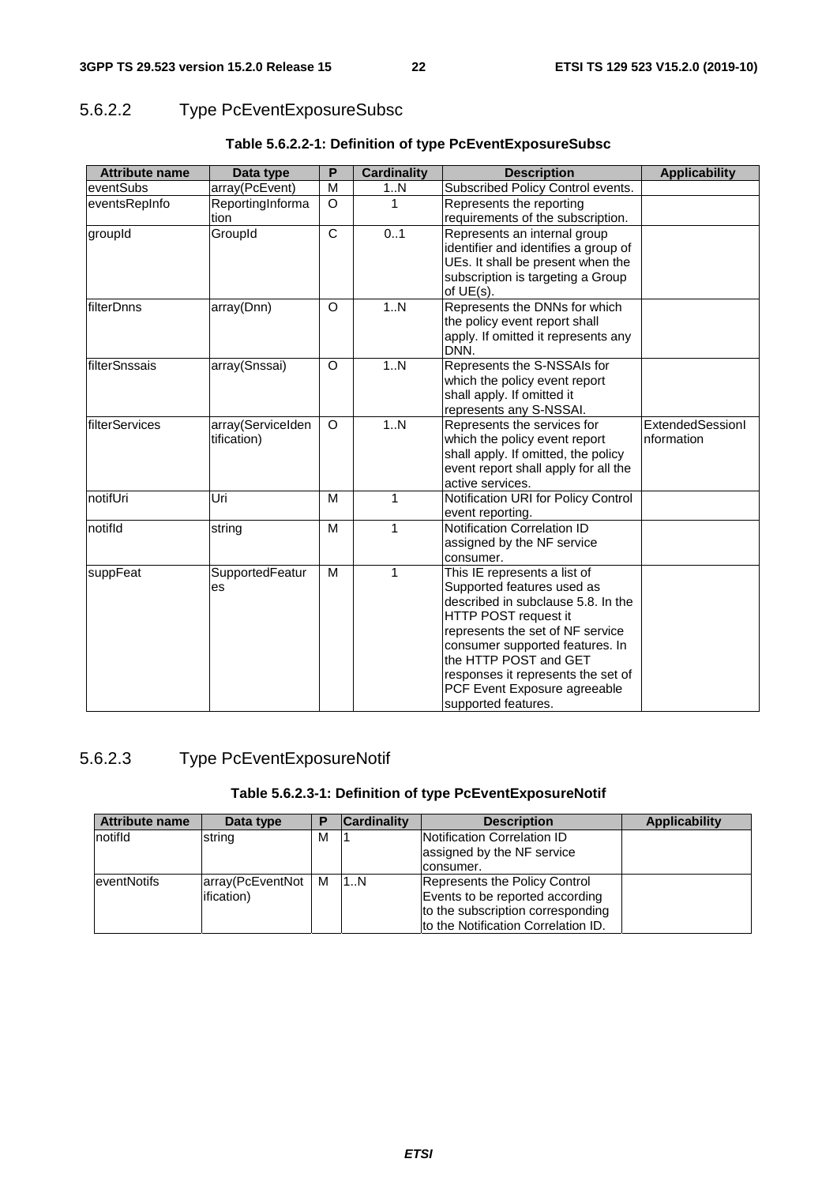#### 5.6.2.2 Type PcEventExposureSubsc

**Table 5.6.2.2-1: Definition of type PcEventExposureSubsc**

| Attribute name | Data type | P | Cardinality | Description | Applicability |
|---|---|---|---|---|---|
| eventSubs | array(PcEvent) | M | 1..N | Subscribed Policy Control events. | |
| eventsRepInfo | ReportingInformation | O | 1 | Represents the reporting requirements of the subscription. | |
| groupId | GroupId | C | 0..1 | Represents an internal group identifier and identifies a group of UEs. It shall be present when the subscription is targeting a Group of UE(s). | |
| filterDnns | array(Dnn) | O | 1..N | Represents the DNNs for which the policy event report shall apply. If omitted it represents any DNN. | |
| filterSnssais | array(Snssai) | O | 1..N | Represents the S-NSSAIs for which the policy event report shall apply. If omitted it represents any S-NSSAI. | |
| filterServices | array(ServiceIdentification) | O | 1..N | Represents the services for which the policy event report shall apply. If omitted, the policy event report shall apply for all the active services. | ExtendedSessionInformation |
| notifUri | Uri | M | 1 | Notification URI for Policy Control event reporting. | |
| notifId | string | M | 1 | Notification Correlation ID assigned by the NF service consumer. | |
| suppFeat | SupportedFeatures | M | 1 | This IE represents a list of Supported features used as described in subclause 5.8. In the HTTP POST request it represents the set of NF service consumer supported features. In the HTTP POST and GET responses it represents the set of PCF Event Exposure agreeable supported features. | |

#### 5.6.2.3 Type PcEventExposureNotif

**Table 5.6.2.3-1: Definition of type PcEventExposureNotif**

| Attribute name | Data type | P | Cardinality | Description | Applicability |
|---|---|---|---|---|---|
| notifId | string | M | 1 | Notification Correlation ID assigned by the NF service consumer. | |
| eventNotifs | array(PcEventNotification) | M | 1..N | Represents the Policy Control Events to be reported according to the subscription corresponding to the Notification Correlation ID. | |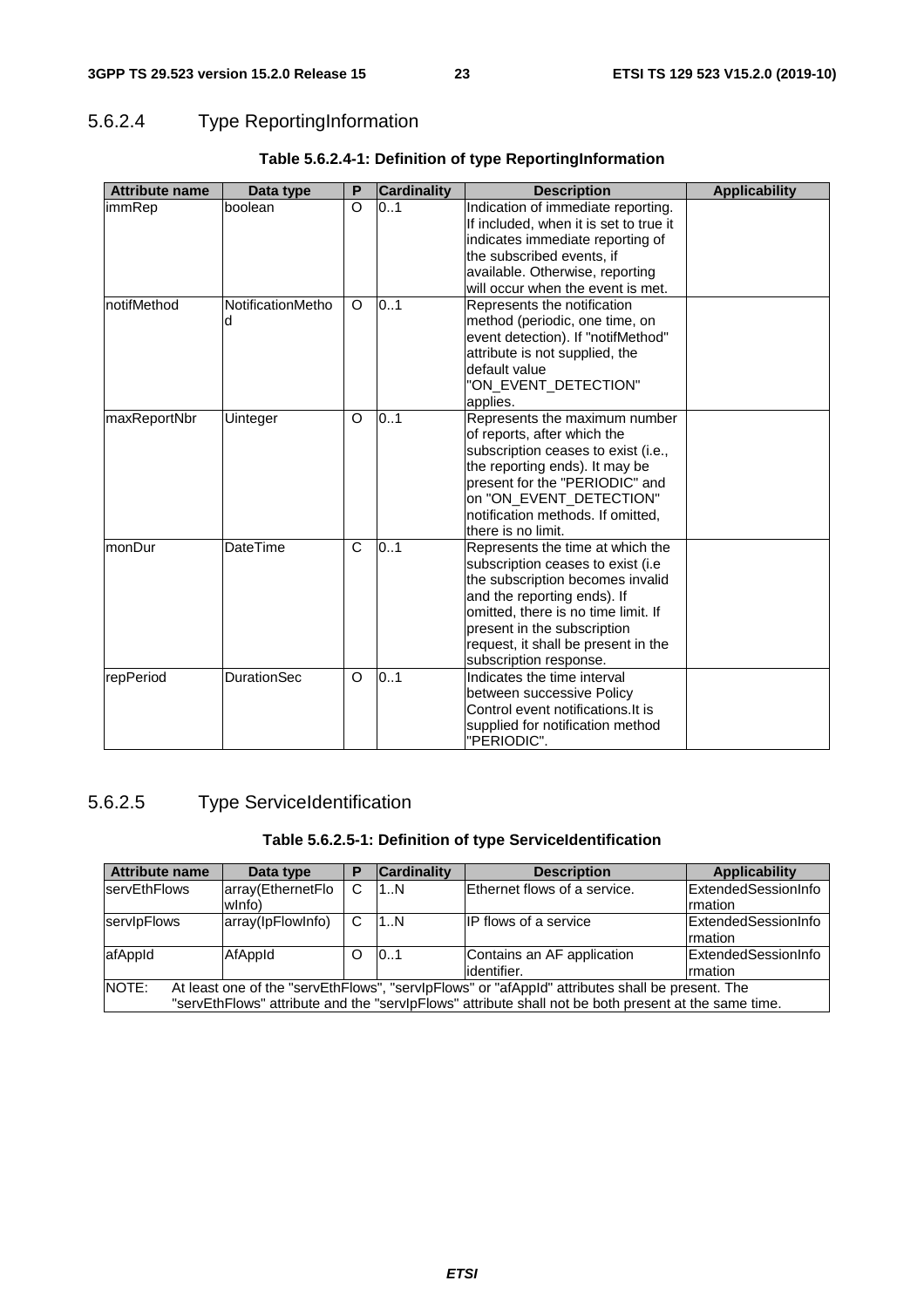### 5.6.2.4 Type ReportingInformation

**Table 5.6.2.4-1: Definition of type ReportingInformation**

| Attribute name | Data type | P | Cardinality | Description | Applicability |
|---|---|---|---|---|---|
| immRep | boolean | O | 0..1 | Indication of immediate reporting. If included, when it is set to true it indicates immediate reporting of the subscribed events, if available. Otherwise, reporting will occur when the event is met. | |
| notifMethod | NotificationMethod | O | 0..1 | Represents the notification method (periodic, one time, on event detection). If "notifMethod" attribute is not supplied, the default value "ON_EVENT_DETECTION" applies. | |
| maxReportNbr | Uinteger | O | 0..1 | Represents the maximum number of reports, after which the subscription ceases to exist (i.e., the reporting ends). It may be present for the "PERIODIC" and on "ON_EVENT_DETECTION" notification methods. If omitted, there is no limit. | |
| monDur | DateTime | C | 0..1 | Represents the time at which the subscription ceases to exist (i.e the subscription becomes invalid and the reporting ends). If omitted, there is no time limit. If present in the subscription request, it shall be present in the subscription response. | |
| repPeriod | DurationSec | O | 0..1 | Indicates the time interval between successive Policy Control event notifications.It is supplied for notification method "PERIODIC". | |

### 5.6.2.5 Type ServiceIdentification

**Table 5.6.2.5-1: Definition of type ServiceIdentification**

| Attribute name | Data type | P | Cardinality | Description | Applicability |
|---|---|---|---|---|---|
| servEthFlows | array(EthernetFlowInfo) | C | 1..N | Ethernet flows of a service. | ExtendedSessionInformation |
| servIpFlows | array(IpFlowInfo) | C | 1..N | IP flows of a service | ExtendedSessionInformation |
| afAppId | AfAppId | O | 0..1 | Contains an AF application identifier. | ExtendedSessionInformation |
| NOTE: At least one of the "servEthFlows", "servIpFlows" or "afAppId" attributes shall be present. The "servEthFlows" attribute and the "servIpFlows" attribute shall not be both present at the same time. | | | | | |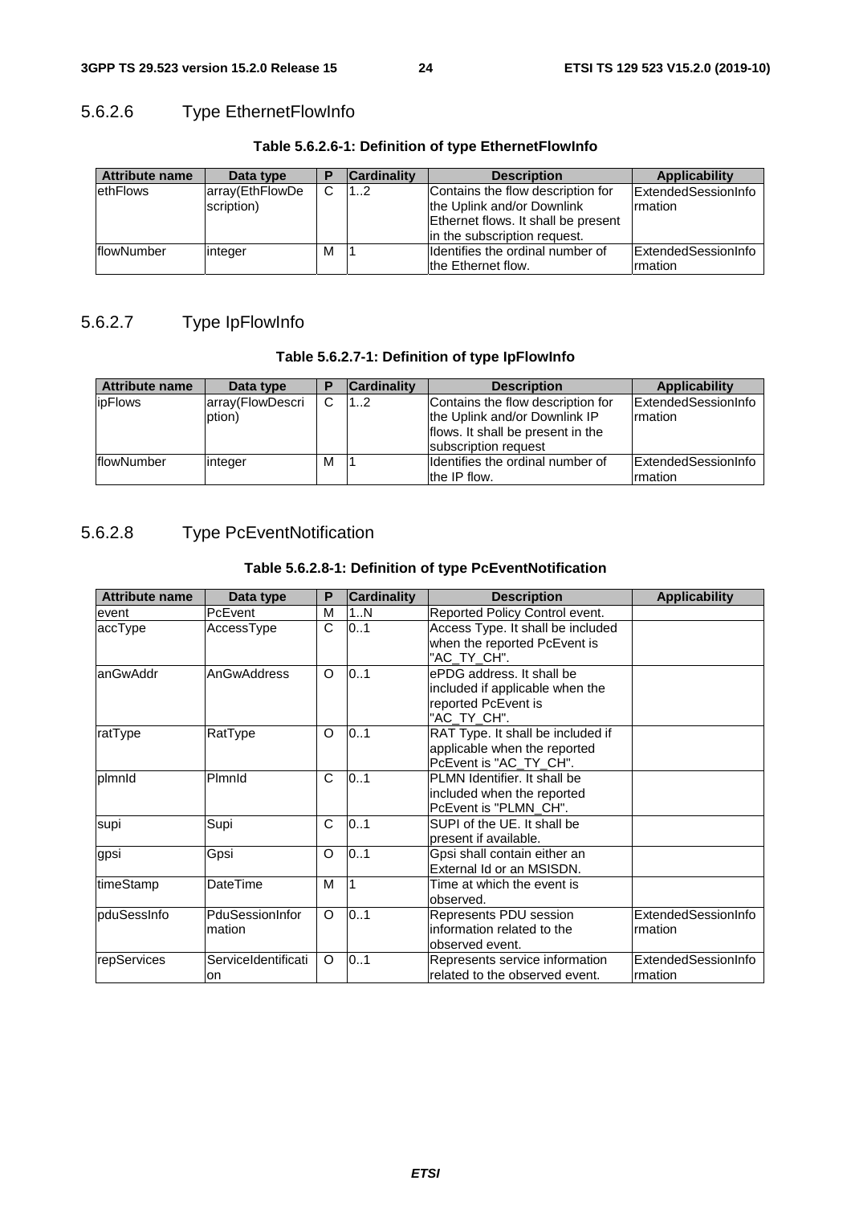### 5.6.2.6 Type EthernetFlowInfo

**Table 5.6.2.6-1: Definition of type EthernetFlowInfo**

| Attribute name | Data type | P | Cardinality | Description | Applicability |
|---|---|---|---|---|---|
| ethFlows | array(EthFlowDescription) | C | 1..2 | Contains the flow description for the Uplink and/or Downlink Ethernet flows. It shall be present in the subscription request. | ExtendedSessionInformation |
| flowNumber | integer | M | 1 | Identifies the ordinal number of the Ethernet flow. | ExtendedSessionInformation |

### 5.6.2.7 Type IpFlowInfo

**Table 5.6.2.7-1: Definition of type IpFlowInfo**

| Attribute name | Data type | P | Cardinality | Description | Applicability |
|---|---|---|---|---|---|
| ipFlows | array(FlowDescription) | C | 1..2 | Contains the flow description for the Uplink and/or Downlink IP flows. It shall be present in the subscription request | ExtendedSessionInformation |
| flowNumber | integer | M | 1 | Identifies the ordinal number of the IP flow. | ExtendedSessionInformation |

### 5.6.2.8 Type PcEventNotification

**Table 5.6.2.8-1: Definition of type PcEventNotification**

| Attribute name | Data type | P | Cardinality | Description | Applicability |
|---|---|---|---|---|---|
| event | PcEvent | M | 1..N | Reported Policy Control event. | |
| accType | AccessType | C | 0..1 | Access Type. It shall be included when the reported PcEvent is "AC_TY_CH". | |
| anGwAddr | AnGwAddress | O | 0..1 | ePDG address. It shall be included if applicable when the reported PcEvent is "AC_TY_CH". | |
| ratType | RatType | O | 0..1 | RAT Type. It shall be included if applicable when the reported PcEvent is "AC_TY_CH". | |
| plmnId | PlmnId | C | 0..1 | PLMN Identifier. It shall be included when the reported PcEvent is "PLMN_CH". | |
| supi | Supi | C | 0..1 | SUPI of the UE. It shall be present if available. | |
| gpsi | Gpsi | O | 0..1 | Gpsi shall contain either an External Id or an MSISDN. | |
| timeStamp | DateTime | M | 1 | Time at which the event is observed. | |
| pduSessInfo | PduSessionInformation | O | 0..1 | Represents PDU session information related to the observed event. | ExtendedSessionInformation |
| repServices | ServiceIdentification | O | 0..1 | Represents service information related to the observed event. | ExtendedSessionInformation |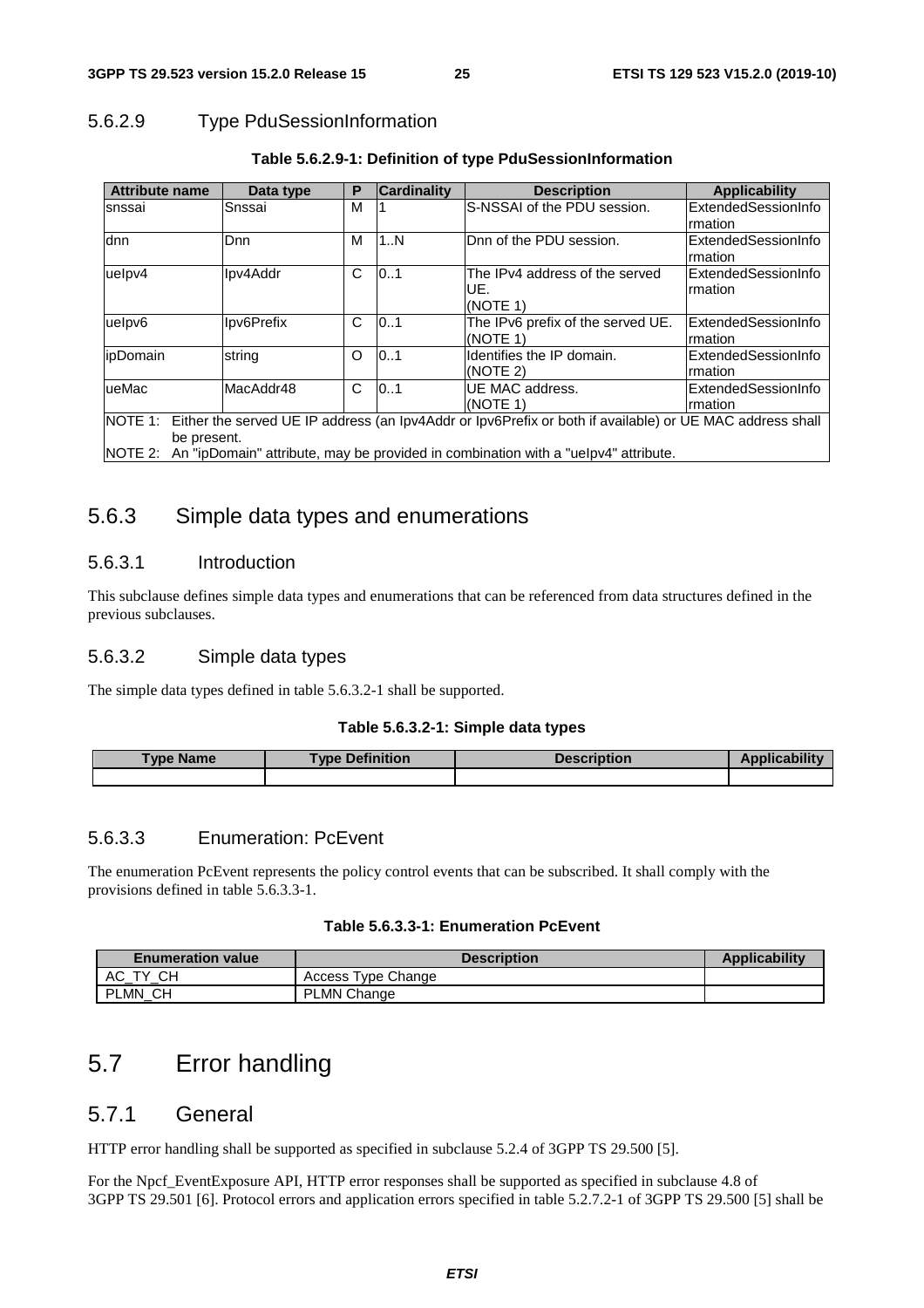### 5.6.2.9 Type PduSessionInformation

**Table 5.6.2.9-1: Definition of type PduSessionInformation**

| Attribute name | Data type | P | Cardinality | Description | Applicability |
|---|---|---|---|---|---|
| snssai | Snssai | M | 1 | S-NSSAI of the PDU session. | ExtendedSessionInformation |
| dnn | Dnn | M | 1..N | Dnn of the PDU session. | ExtendedSessionInformation |
| ueIpv4 | Ipv4Addr | C | 0..1 | The IPv4 address of the served UE. (NOTE 1) | ExtendedSessionInformation |
| ueIpv6 | Ipv6Prefix | C | 0..1 | The IPv6 prefix of the served UE. (NOTE 1) | ExtendedSessionInformation |
| ipDomain | string | O | 0..1 | Identifies the IP domain. (NOTE 2) | ExtendedSessionInformation |
| ueMac | MacAddr48 | C | 0..1 | UE MAC address. (NOTE 1) | ExtendedSessionInformation |
| NOTE 1: Either the served UE IP address (an Ipv4Addr or Ipv6Prefix or both if available) or UE MAC address shall be present.<br>NOTE 2: An "ipDomain" attribute, may be provided in combination with a "ueIpv4" attribute. | | | | | |

## 5.6.3 Simple data types and enumerations

### 5.6.3.1 Introduction

This subclause defines simple data types and enumerations that can be referenced from data structures defined in the previous subclauses.

### 5.6.3.2 Simple data types

The simple data types defined in table 5.6.3.2-1 shall be supported.

**Table 5.6.3.2-1: Simple data types**

| Type Name | Type Definition | Description | Applicability |
|---|---|---|---|
| | | | |

### 5.6.3.3 Enumeration: PcEvent

The enumeration PcEvent represents the policy control events that can be subscribed. It shall comply with the provisions defined in table 5.6.3.3-1.

**Table 5.6.3.3-1: Enumeration PcEvent**

| Enumeration value | Description | Applicability |
|---|---|---|
| AC_TY_CH | Access Type Change | |
| PLMN_CH | PLMN Change | |

# 5.7 Error handling

## 5.7.1 General

HTTP error handling shall be supported as specified in subclause 5.2.4 of 3GPP TS 29.500 [5].

For the Npcf_EventExposure API, HTTP error responses shall be supported as specified in subclause 4.8 of 3GPP TS 29.501 [6]. Protocol errors and application errors specified in table 5.2.7.2-1 of 3GPP TS 29.500 [5] shall be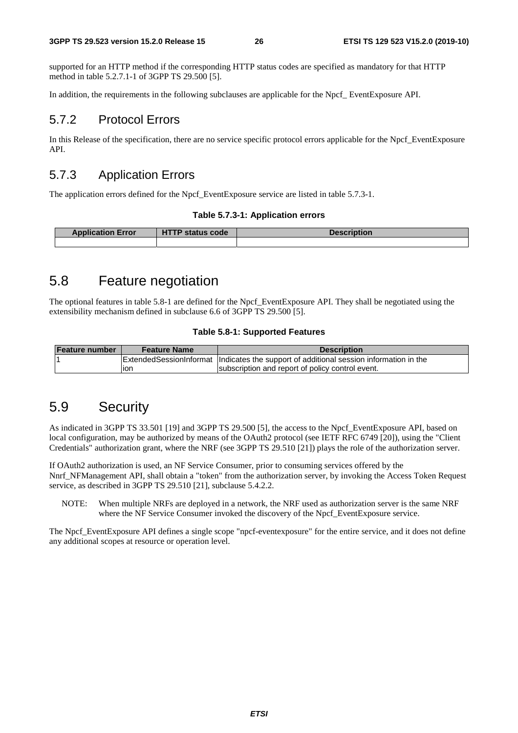supported for an HTTP method if the corresponding HTTP status codes are specified as mandatory for that HTTP method in table 5.2.7.1-1 of 3GPP TS 29.500 [5].

In addition, the requirements in the following subclauses are applicable for the Npcf_ EventExposure API.

### 5.7.2 Protocol Errors

In this Release of the specification, there are no service specific protocol errors applicable for the Npcf_EventExposure API.

### 5.7.3 Application Errors

The application errors defined for the Npcf_EventExposure service are listed in table 5.7.3-1.

**Table 5.7.3-1: Application errors**

| Application Error | HTTP status code | Description |
|---|---|---|
| | | |

## 5.8 Feature negotiation

The optional features in table 5.8-1 are defined for the Npcf_EventExposure API. They shall be negotiated using the extensibility mechanism defined in subclause 6.6 of 3GPP TS 29.500 [5].

**Table 5.8-1: Supported Features**

| Feature number | Feature Name | Description |
|---|---|---|
| 1 | ExtendedSessionInformation | Indicates the support of additional session information in the subscription and report of policy control event. |

## 5.9 Security

As indicated in 3GPP TS 33.501 [19] and 3GPP TS 29.500 [5], the access to the Npcf_EventExposure API, based on local configuration, may be authorized by means of the OAuth2 protocol (see IETF RFC 6749 [20]), using the "Client Credentials" authorization grant, where the NRF (see 3GPP TS 29.510 [21]) plays the role of the authorization server.

If OAuth2 authorization is used, an NF Service Consumer, prior to consuming services offered by the Nnrf_NFManagement API, shall obtain a "token" from the authorization server, by invoking the Access Token Request service, as described in 3GPP TS 29.510 [21], subclause 5.4.2.2.

NOTE: When multiple NRFs are deployed in a network, the NRF used as authorization server is the same NRF where the NF Service Consumer invoked the discovery of the Npcf_EventExposure service.

The Npcf_EventExposure API defines a single scope "npcf-eventexposure" for the entire service, and it does not define any additional scopes at resource or operation level.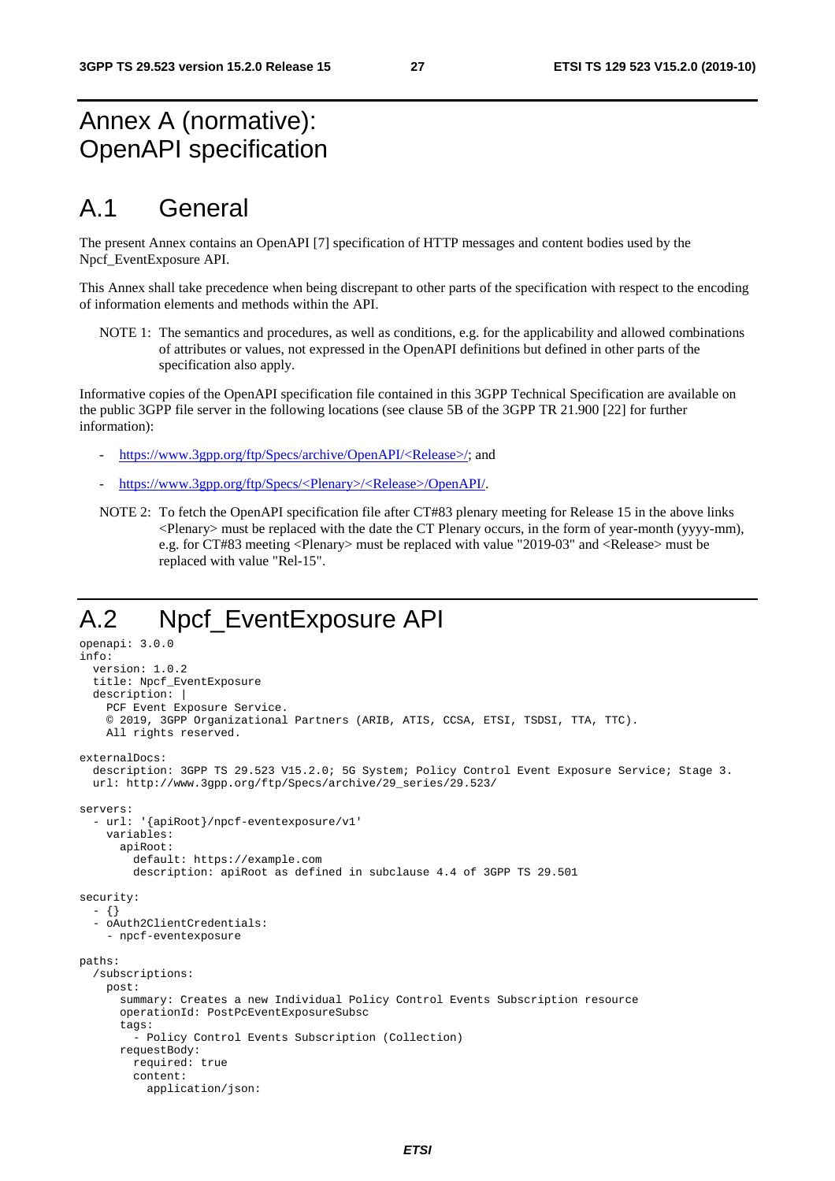# Annex A (normative): OpenAPI specification

# A.1 General

The present Annex contains an OpenAPI [7] specification of HTTP messages and content bodies used by the Npcf_EventExposure API.

This Annex shall take precedence when being discrepant to other parts of the specification with respect to the encoding of information elements and methods within the API.

NOTE 1: The semantics and procedures, as well as conditions, e.g. for the applicability and allowed combinations of attributes or values, not expressed in the OpenAPI definitions but defined in other parts of the specification also apply.

Informative copies of the OpenAPI specification file contained in this 3GPP Technical Specification are available on the public 3GPP file server in the following locations (see clause 5B of the 3GPP TR 21.900 [22] for further information):

- https://www.3gpp.org/ftp/Specs/archive/OpenAPI/<Release>/; and
- https://www.3gpp.org/ftp/Specs/<Plenary>/<Release>/OpenAPI/.

NOTE 2: To fetch the OpenAPI specification file after CT#83 plenary meeting for Release 15 in the above links <Plenary> must be replaced with the date the CT Plenary occurs, in the form of year-month (yyyy-mm), e.g. for CT#83 meeting <Plenary> must be replaced with value "2019-03" and <Release> must be replaced with value "Rel-15".

# A.2 Npcf_EventExposure API

```
openapi: 3.0.0
info:
  version: 1.0.2
  title: Npcf_EventExposure
  description: |
    PCF Event Exposure Service.
    © 2019, 3GPP Organizational Partners (ARIB, ATIS, CCSA, ETSI, TSDSI, TTA, TTC).
    All rights reserved.

externalDocs:
  description: 3GPP TS 29.523 V15.2.0; 5G System; Policy Control Event Exposure Service; Stage 3.
  url: http://www.3gpp.org/ftp/Specs/archive/29_series/29.523/

servers:
  - url: '{apiRoot}/npcf-eventexposure/v1'
    variables:
      apiRoot:
        default: https://example.com
        description: apiRoot as defined in subclause 4.4 of 3GPP TS 29.501

security:
  - {}
  - oAuth2ClientCredentials:
    - npcf-eventexposure

paths:
  /subscriptions:
    post:
      summary: Creates a new Individual Policy Control Events Subscription resource
      operationId: PostPcEventExposureSubsc
      tags:
        - Policy Control Events Subscription (Collection)
      requestBody:
        required: true
        content:
          application/json:
```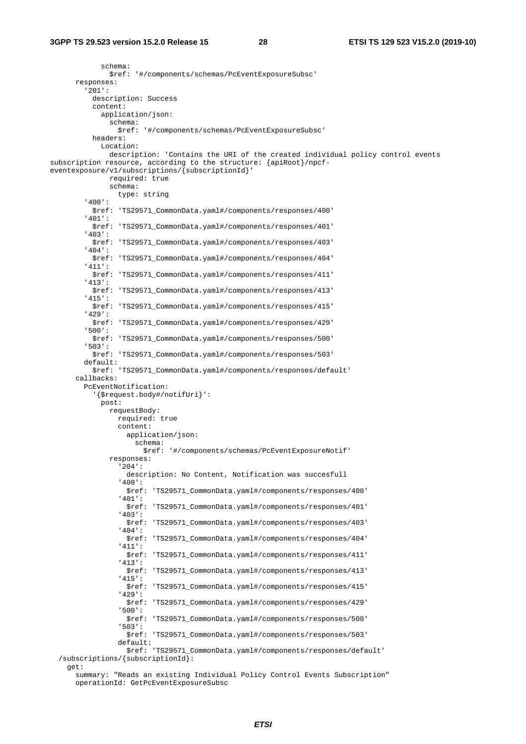```
            schema:
              $ref: '#/components/schemas/PcEventExposureSubsc'
      responses:
        '201':
          description: Success
          content:
            application/json:
              schema:
                $ref: '#/components/schemas/PcEventExposureSubsc'
          headers:
            Location:
              description: 'Contains the URI of the created individual policy control events subscription resource, according to the structure: {apiRoot}/npcf-eventexposure/v1/subscriptions/{subscriptionId}'
              required: true
              schema:
                type: string
        '400':
          $ref: 'TS29571_CommonData.yaml#/components/responses/400'
        '401':
          $ref: 'TS29571_CommonData.yaml#/components/responses/401'
        '403':
          $ref: 'TS29571_CommonData.yaml#/components/responses/403'
        '404':
          $ref: 'TS29571_CommonData.yaml#/components/responses/404'
        '411':
          $ref: 'TS29571_CommonData.yaml#/components/responses/411'
        '413':
          $ref: 'TS29571_CommonData.yaml#/components/responses/413'
        '415':
          $ref: 'TS29571_CommonData.yaml#/components/responses/415'
        '429':
          $ref: 'TS29571_CommonData.yaml#/components/responses/429'
        '500':
          $ref: 'TS29571_CommonData.yaml#/components/responses/500'
        '503':
          $ref: 'TS29571_CommonData.yaml#/components/responses/503'
        default:
          $ref: 'TS29571_CommonData.yaml#/components/responses/default'
      callbacks:
        PcEventNotification:
          '{$request.body#/notifUri}':
            post:
              requestBody:
                required: true
                content:
                  application/json:
                    schema:
                      $ref: '#/components/schemas/PcEventExposureNotif'
              responses:
                '204':
                  description: No Content, Notification was succesfull
                '400':
                  $ref: 'TS29571_CommonData.yaml#/components/responses/400'
                '401':
                  $ref: 'TS29571_CommonData.yaml#/components/responses/401'
                '403':
                  $ref: 'TS29571_CommonData.yaml#/components/responses/403'
                '404':
                  $ref: 'TS29571_CommonData.yaml#/components/responses/404'
                '411':
                  $ref: 'TS29571_CommonData.yaml#/components/responses/411'
                '413':
                  $ref: 'TS29571_CommonData.yaml#/components/responses/413'
                '415':
                  $ref: 'TS29571_CommonData.yaml#/components/responses/415'
                '429':
                  $ref: 'TS29571_CommonData.yaml#/components/responses/429'
                '500':
                  $ref: 'TS29571_CommonData.yaml#/components/responses/500'
                '503':
                  $ref: 'TS29571_CommonData.yaml#/components/responses/503'
                default:
                  $ref: 'TS29571_CommonData.yaml#/components/responses/default'
  /subscriptions/{subscriptionId}:
    get:
      summary: "Reads an existing Individual Policy Control Events Subscription"
      operationId: GetPcEventExposureSubsc
```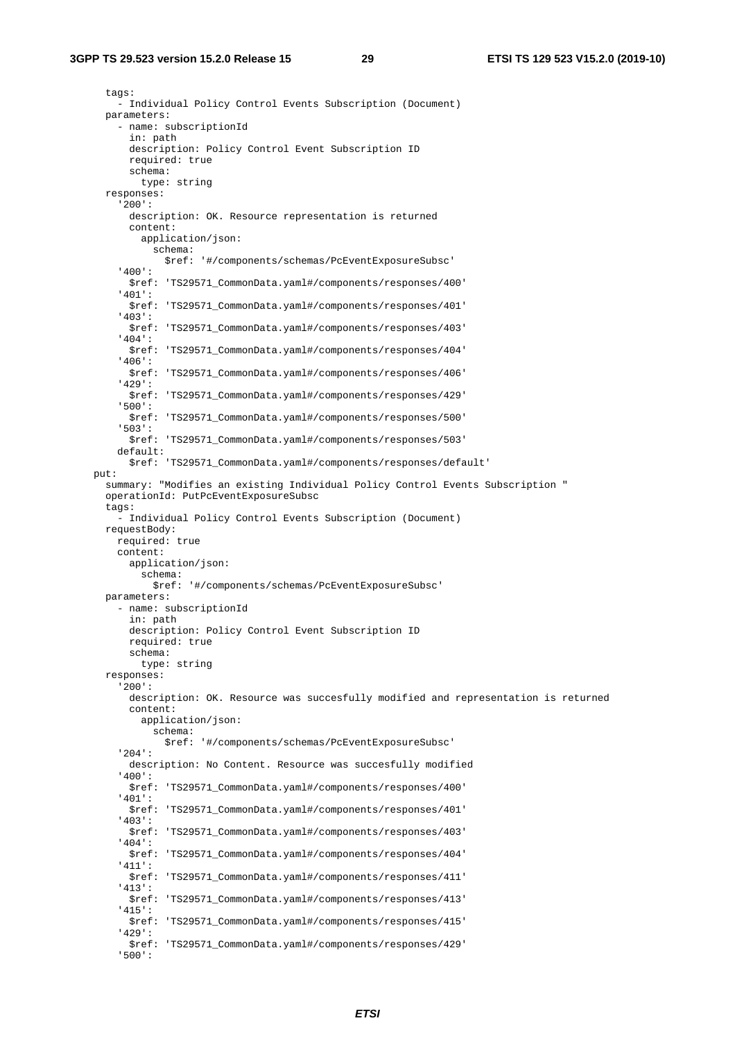```
      tags:
        - Individual Policy Control Events Subscription (Document)
      parameters:
        - name: subscriptionId
          in: path
          description: Policy Control Event Subscription ID
          required: true
          schema:
            type: string
      responses:
        '200':
          description: OK. Resource representation is returned
          content:
            application/json:
              schema:
                $ref: '#/components/schemas/PcEventExposureSubsc'
        '400':
          $ref: 'TS29571_CommonData.yaml#/components/responses/400'
        '401':
          $ref: 'TS29571_CommonData.yaml#/components/responses/401'
        '403':
          $ref: 'TS29571_CommonData.yaml#/components/responses/403'
        '404':
          $ref: 'TS29571_CommonData.yaml#/components/responses/404'
        '406':
          $ref: 'TS29571_CommonData.yaml#/components/responses/406'
        '429':
          $ref: 'TS29571_CommonData.yaml#/components/responses/429'
        '500':
          $ref: 'TS29571_CommonData.yaml#/components/responses/500'
        '503':
          $ref: 'TS29571_CommonData.yaml#/components/responses/503'
        default:
          $ref: 'TS29571_CommonData.yaml#/components/responses/default'
    put:
      summary: "Modifies an existing Individual Policy Control Events Subscription "
      operationId: PutPcEventExposureSubsc
      tags:
        - Individual Policy Control Events Subscription (Document)
      requestBody:
        required: true
        content:
          application/json:
            schema:
              $ref: '#/components/schemas/PcEventExposureSubsc'
      parameters:
        - name: subscriptionId
          in: path
          description: Policy Control Event Subscription ID
          required: true
          schema:
            type: string
      responses:
        '200':
          description: OK. Resource was succesfully modified and representation is returned
          content:
            application/json:
              schema:
                $ref: '#/components/schemas/PcEventExposureSubsc'
        '204':
          description: No Content. Resource was succesfully modified
        '400':
          $ref: 'TS29571_CommonData.yaml#/components/responses/400'
        '401':
          $ref: 'TS29571_CommonData.yaml#/components/responses/401'
        '403':
          $ref: 'TS29571_CommonData.yaml#/components/responses/403'
        '404':
          $ref: 'TS29571_CommonData.yaml#/components/responses/404'
        '411':
          $ref: 'TS29571_CommonData.yaml#/components/responses/411'
        '413':
          $ref: 'TS29571_CommonData.yaml#/components/responses/413'
        '415':
          $ref: 'TS29571_CommonData.yaml#/components/responses/415'
        '429':
          $ref: 'TS29571_CommonData.yaml#/components/responses/429'
        '500':
```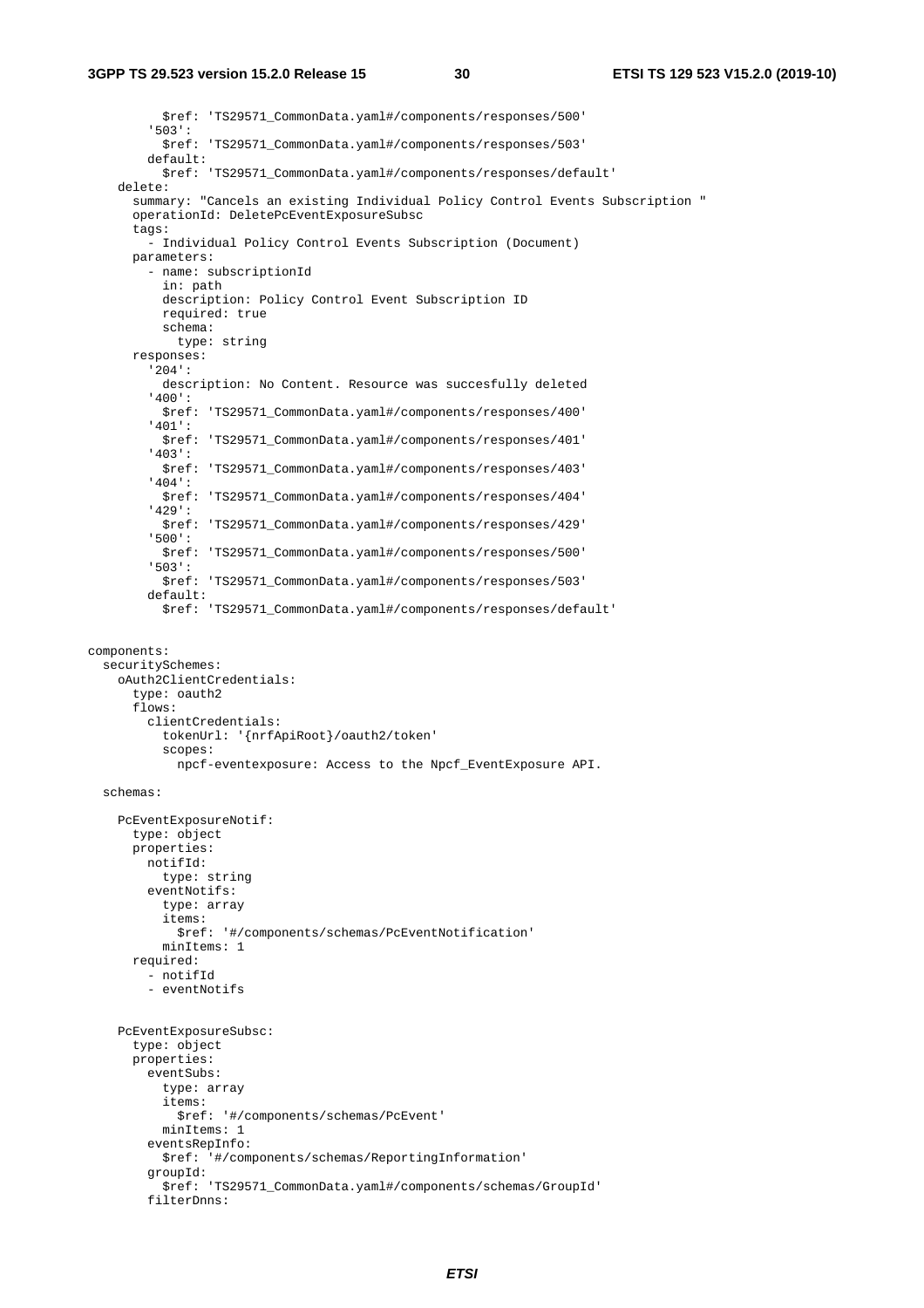```yaml
          $ref: 'TS29571_CommonData.yaml#/components/responses/500'
        '503':
          $ref: 'TS29571_CommonData.yaml#/components/responses/503'
        default:
          $ref: 'TS29571_CommonData.yaml#/components/responses/default'
    delete:
      summary: "Cancels an existing Individual Policy Control Events Subscription "
      operationId: DeletePcEventExposureSubsc
      tags:
        - Individual Policy Control Events Subscription (Document)
      parameters:
        - name: subscriptionId
          in: path
          description: Policy Control Event Subscription ID
          required: true
          schema:
            type: string
      responses:
        '204':
          description: No Content. Resource was succesfully deleted
        '400':
          $ref: 'TS29571_CommonData.yaml#/components/responses/400'
        '401':
          $ref: 'TS29571_CommonData.yaml#/components/responses/401'
        '403':
          $ref: 'TS29571_CommonData.yaml#/components/responses/403'
        '404':
          $ref: 'TS29571_CommonData.yaml#/components/responses/404'
        '429':
          $ref: 'TS29571_CommonData.yaml#/components/responses/429'
        '500':
          $ref: 'TS29571_CommonData.yaml#/components/responses/500'
        '503':
          $ref: 'TS29571_CommonData.yaml#/components/responses/503'
        default:
          $ref: 'TS29571_CommonData.yaml#/components/responses/default'


components:
  securitySchemes:
    oAuth2ClientCredentials:
      type: oauth2
      flows:
        clientCredentials:
          tokenUrl: '{nrfApiRoot}/oauth2/token'
          scopes:
            npcf-eventexposure: Access to the Npcf_EventExposure API.

  schemas:

    PcEventExposureNotif:
      type: object
      properties:
        notifId:
          type: string
        eventNotifs:
          type: array
          items:
            $ref: '#/components/schemas/PcEventNotification'
          minItems: 1
      required:
        - notifId
        - eventNotifs


    PcEventExposureSubsc:
      type: object
      properties:
        eventSubs:
          type: array
          items:
            $ref: '#/components/schemas/PcEvent'
          minItems: 1
        eventsRepInfo:
          $ref: '#/components/schemas/ReportingInformation'
        groupId:
          $ref: 'TS29571_CommonData.yaml#/components/schemas/GroupId'
        filterDnns:
```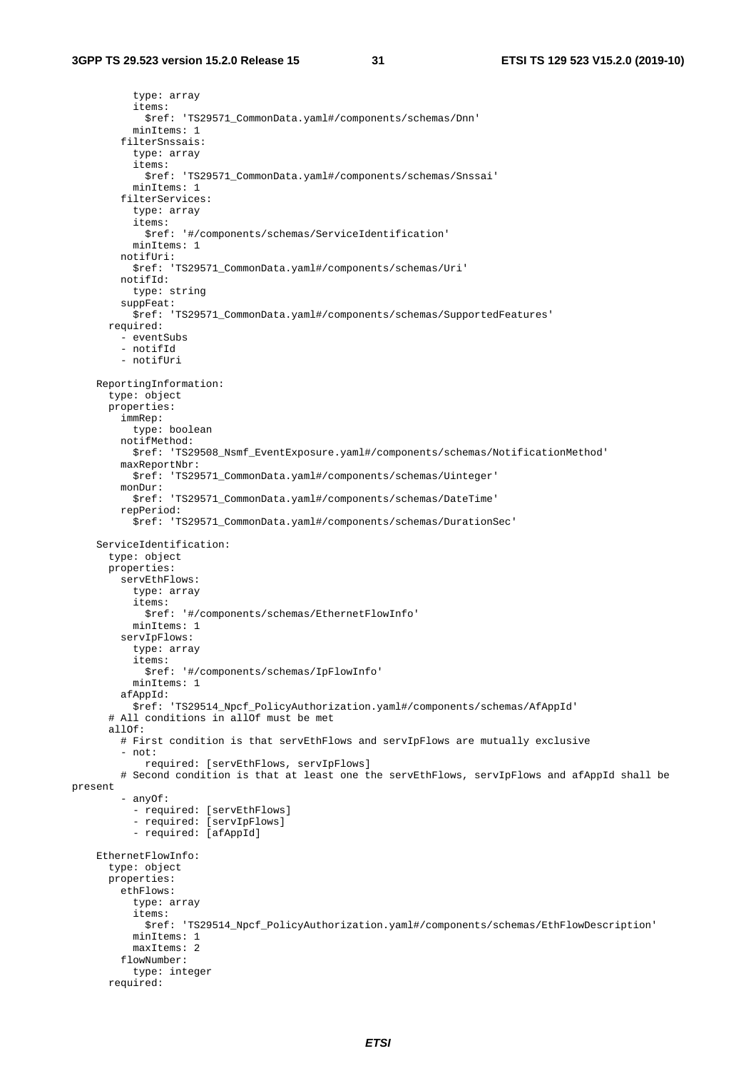```
          type: array
          items:
            $ref: 'TS29571_CommonData.yaml#/components/schemas/Dnn'
          minItems: 1
        filterSnssais:
          type: array
          items:
            $ref: 'TS29571_CommonData.yaml#/components/schemas/Snssai'
          minItems: 1
        filterServices:
          type: array
          items:
            $ref: '#/components/schemas/ServiceIdentification'
          minItems: 1
        notifUri:
          $ref: 'TS29571_CommonData.yaml#/components/schemas/Uri'
        notifId:
          type: string
        suppFeat:
          $ref: 'TS29571_CommonData.yaml#/components/schemas/SupportedFeatures'
      required:
        - eventSubs
        - notifId
        - notifUri

    ReportingInformation:
      type: object
      properties:
        immRep:
          type: boolean
        notifMethod:
          $ref: 'TS29508_Nsmf_EventExposure.yaml#/components/schemas/NotificationMethod'
        maxReportNbr:
          $ref: 'TS29571_CommonData.yaml#/components/schemas/Uinteger'
        monDur:
          $ref: 'TS29571_CommonData.yaml#/components/schemas/DateTime'
        repPeriod:
          $ref: 'TS29571_CommonData.yaml#/components/schemas/DurationSec'

    ServiceIdentification:
      type: object
      properties:
        servEthFlows:
          type: array
          items:
            $ref: '#/components/schemas/EthernetFlowInfo'
          minItems: 1
        servIpFlows:
          type: array
          items:
            $ref: '#/components/schemas/IpFlowInfo'
          minItems: 1
        afAppId:
          $ref: 'TS29514_Npcf_PolicyAuthorization.yaml#/components/schemas/AfAppId'
      # All conditions in allOf must be met
      allOf:
        # First condition is that servEthFlows and servIpFlows are mutually exclusive
        - not:
            required: [servEthFlows, servIpFlows]
        # Second condition is that at least one the servEthFlows, servIpFlows and afAppId shall be
present
        - anyOf:
          - required: [servEthFlows]
          - required: [servIpFlows]
          - required: [afAppId]

    EthernetFlowInfo:
      type: object
      properties:
        ethFlows:
          type: array
          items:
            $ref: 'TS29514_Npcf_PolicyAuthorization.yaml#/components/schemas/EthFlowDescription'
          minItems: 1
          maxItems: 2
        flowNumber:
          type: integer
      required:
```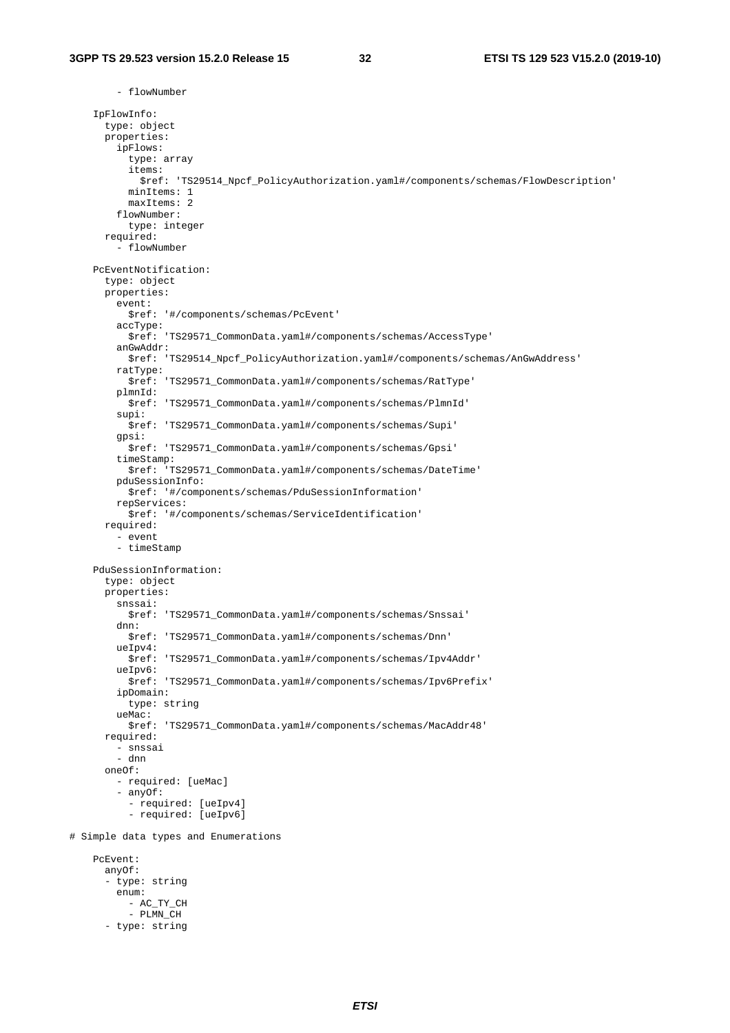```
        - flowNumber

    IpFlowInfo:
      type: object
      properties:
        ipFlows:
          type: array
          items:
            $ref: 'TS29514_Npcf_PolicyAuthorization.yaml#/components/schemas/FlowDescription'
          minItems: 1
          maxItems: 2
        flowNumber:
          type: integer
      required:
        - flowNumber

    PcEventNotification:
      type: object
      properties:
        event:
          $ref: '#/components/schemas/PcEvent'
        accType:
          $ref: 'TS29571_CommonData.yaml#/components/schemas/AccessType'
        anGwAddr:
          $ref: 'TS29514_Npcf_PolicyAuthorization.yaml#/components/schemas/AnGwAddress'
        ratType:
          $ref: 'TS29571_CommonData.yaml#/components/schemas/RatType'
        plmnId:
          $ref: 'TS29571_CommonData.yaml#/components/schemas/PlmnId'
        supi:
          $ref: 'TS29571_CommonData.yaml#/components/schemas/Supi'
        gpsi:
          $ref: 'TS29571_CommonData.yaml#/components/schemas/Gpsi'
        timeStamp:
          $ref: 'TS29571_CommonData.yaml#/components/schemas/DateTime'
        pduSessionInfo:
          $ref: '#/components/schemas/PduSessionInformation'
        repServices:
          $ref: '#/components/schemas/ServiceIdentification'
      required:
        - event
        - timeStamp

    PduSessionInformation:
      type: object
      properties:
        snssai:
          $ref: 'TS29571_CommonData.yaml#/components/schemas/Snssai'
        dnn:
          $ref: 'TS29571_CommonData.yaml#/components/schemas/Dnn'
        ueIpv4:
          $ref: 'TS29571_CommonData.yaml#/components/schemas/Ipv4Addr'
        ueIpv6:
          $ref: 'TS29571_CommonData.yaml#/components/schemas/Ipv6Prefix'
        ipDomain:
          type: string
        ueMac:
          $ref: 'TS29571_CommonData.yaml#/components/schemas/MacAddr48'
      required:
        - snssai
        - dnn
      oneOf:
        - required: [ueMac]
        - anyOf:
          - required: [ueIpv4]
          - required: [ueIpv6]

# Simple data types and Enumerations

    PcEvent:
      anyOf:
      - type: string
        enum:
          - AC_TY_CH
          - PLMN_CH
      - type: string
```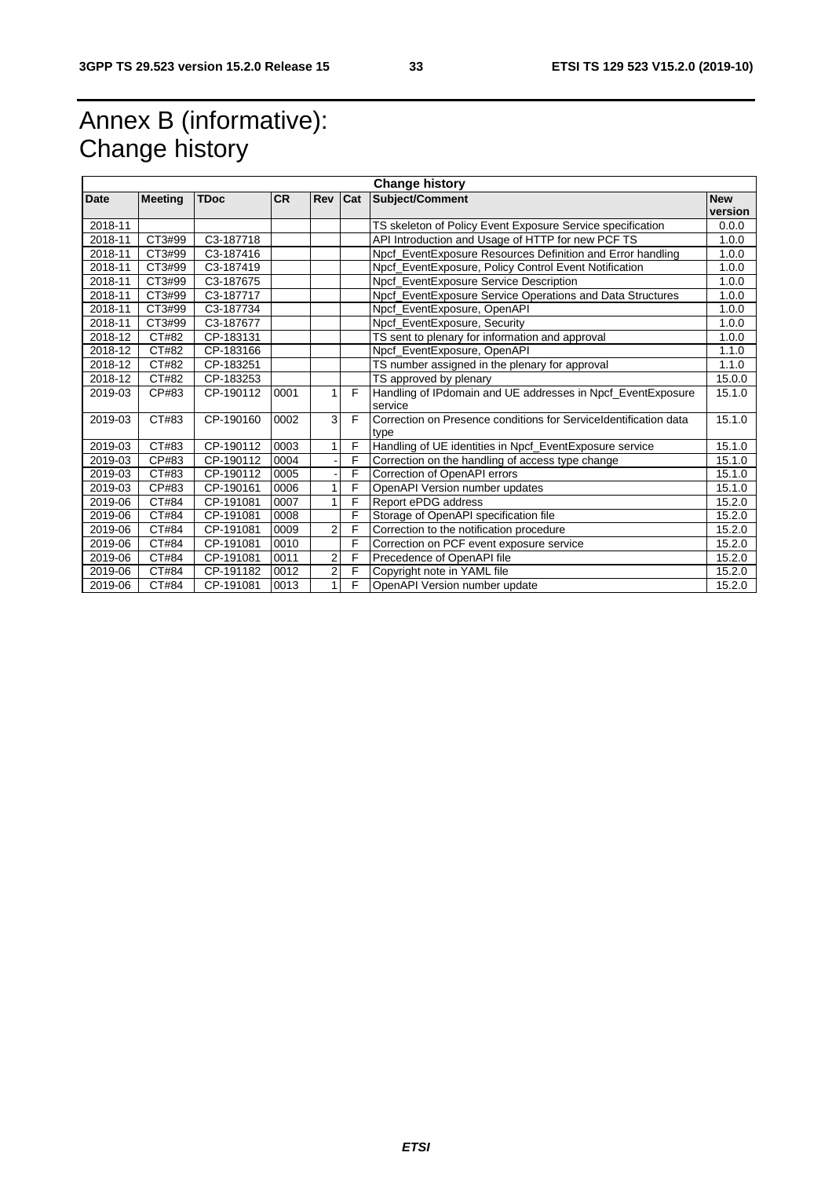# Annex B (informative): Change history

| Change history | | | | | | | |
|---|---|---|---|---|---|---|---|
| **Date** | **Meeting** | **TDoc** | **CR** | **Rev** | **Cat** | **Subject/Comment** | **New version** |
| 2018-11 | | | | | | TS skeleton of Policy Event Exposure Service specification | 0.0.0 |
| 2018-11 | CT3#99 | C3-187718 | | | | API Introduction and Usage of HTTP for new PCF TS | 1.0.0 |
| 2018-11 | CT3#99 | C3-187416 | | | | Npcf_EventExposure Resources Definition and Error handling | 1.0.0 |
| 2018-11 | CT3#99 | C3-187419 | | | | Npcf_EventExposure, Policy Control Event Notification | 1.0.0 |
| 2018-11 | CT3#99 | C3-187675 | | | | Npcf_EventExposure Service Description | 1.0.0 |
| 2018-11 | CT3#99 | C3-187717 | | | | Npcf_EventExposure Service Operations and Data Structures | 1.0.0 |
| 2018-11 | CT3#99 | C3-187734 | | | | Npcf_EventExposure, OpenAPI | 1.0.0 |
| 2018-11 | CT3#99 | C3-187677 | | | | Npcf_EventExposure, Security | 1.0.0 |
| 2018-12 | CT#82 | CP-183131 | | | | TS sent to plenary for information and approval | 1.0.0 |
| 2018-12 | CT#82 | CP-183166 | | | | Npcf_EventExposure, OpenAPI | 1.1.0 |
| 2018-12 | CT#82 | CP-183251 | | | | TS number assigned in the plenary for approval | 1.1.0 |
| 2018-12 | CT#82 | CP-183253 | | | | TS approved by plenary | 15.0.0 |
| 2019-03 | CP#83 | CP-190112 | 0001 | 1 | F | Handling of IPdomain and UE addresses in Npcf_EventExposure service | 15.1.0 |
| 2019-03 | CT#83 | CP-190160 | 0002 | 3 | F | Correction on Presence conditions for ServiceIdentification data type | 15.1.0 |
| 2019-03 | CT#83 | CP-190112 | 0003 | 1 | F | Handling of UE identities in Npcf_EventExposure service | 15.1.0 |
| 2019-03 | CP#83 | CP-190112 | 0004 | - | F | Correction on the handling of access type change | 15.1.0 |
| 2019-03 | CT#83 | CP-190112 | 0005 | - | F | Correction of OpenAPI errors | 15.1.0 |
| 2019-03 | CP#83 | CP-190161 | 0006 | 1 | F | OpenAPI Version number updates | 15.1.0 |
| 2019-06 | CT#84 | CP-191081 | 0007 | 1 | F | Report ePDG address | 15.2.0 |
| 2019-06 | CT#84 | CP-191081 | 0008 | | F | Storage of OpenAPI specification file | 15.2.0 |
| 2019-06 | CT#84 | CP-191081 | 0009 | 2 | F | Correction to the notification procedure | 15.2.0 |
| 2019-06 | CT#84 | CP-191081 | 0010 | | F | Correction on PCF event exposure service | 15.2.0 |
| 2019-06 | CT#84 | CP-191081 | 0011 | 2 | F | Precedence of OpenAPI file | 15.2.0 |
| 2019-06 | CT#84 | CP-191182 | 0012 | 2 | F | Copyright note in YAML file | 15.2.0 |
| 2019-06 | CT#84 | CP-191081 | 0013 | 1 | F | OpenAPI Version number update | 15.2.0 |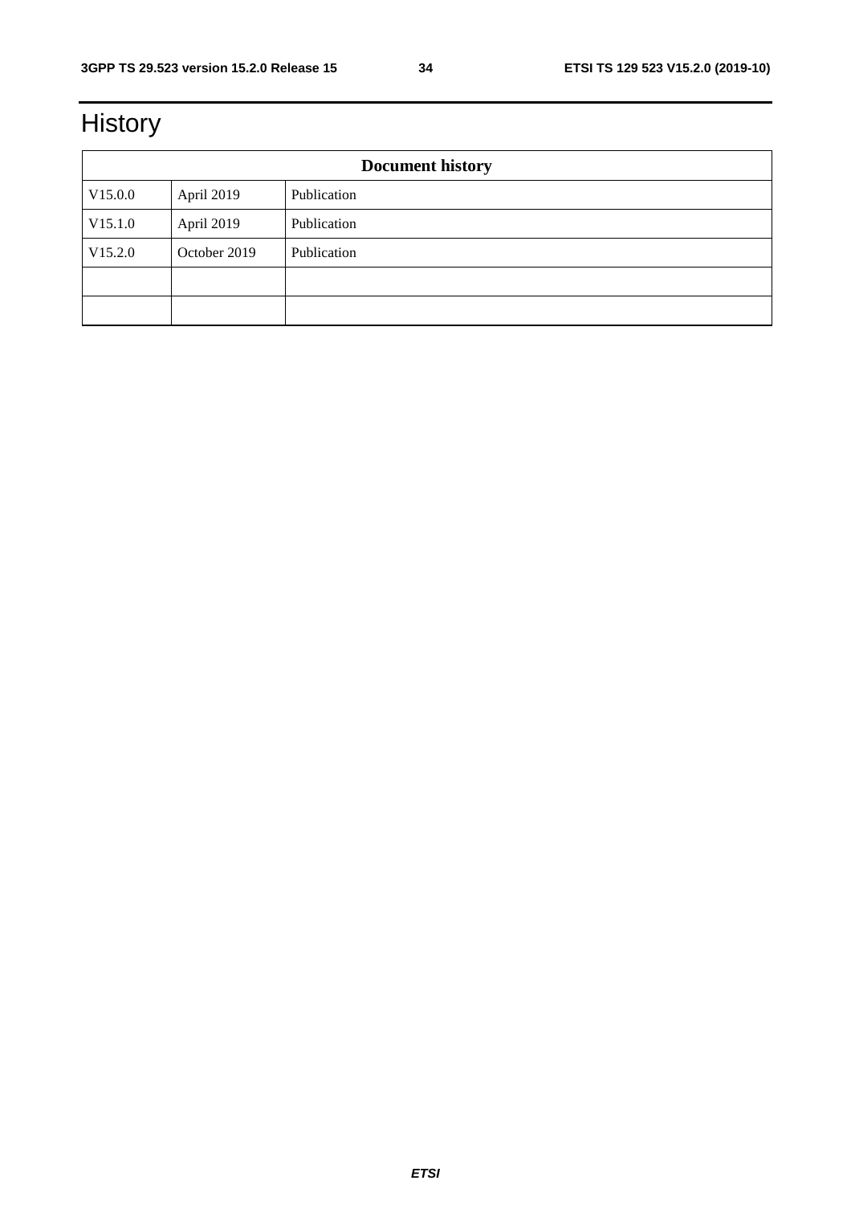# History

| Document history | | |
|---|---|---|
| V15.0.0 | April 2019 | Publication |
| V15.1.0 | April 2019 | Publication |
| V15.2.0 | October 2019 | Publication |
| | | |
| | | |